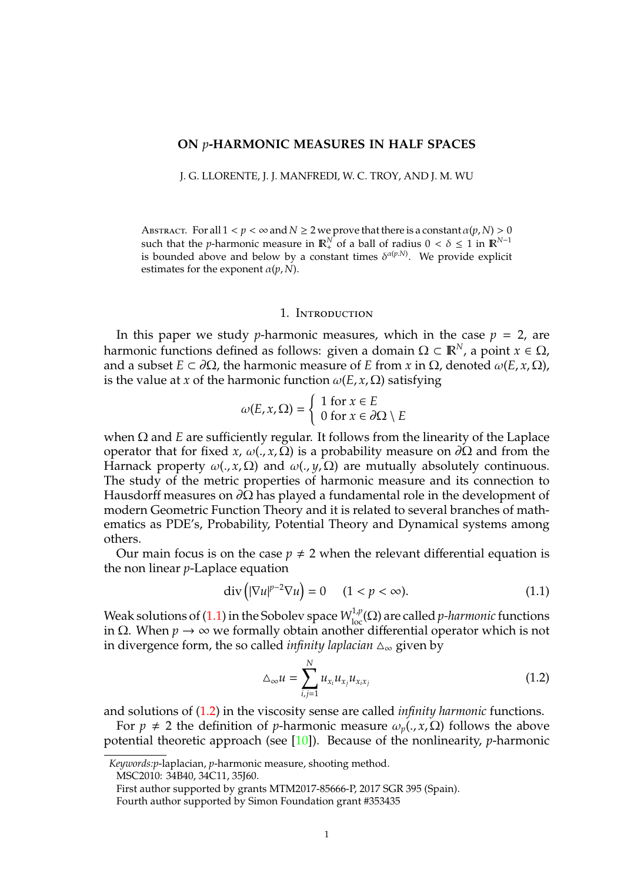# ON $p$-HARMONIC MEASURES IN HALF SPACES

J. G. LLORENTE, J. J. MANFREDI, W. C. TROY, AND J. M. WU

Abstract. For all $1 < p < \infty$ and $N \geq 2$ we prove that there is a constant $\alpha(p, N) > 0$ such that the $p$-harmonic measure in $\mathbb{R}^N_+$ of a ball of radius $0 < \delta \leq 1$ in $\mathbb{R}^{N-1}$ is bounded above and below by a constant times $\delta^{\alpha(p.N)}$. We provide explicit estimates for the exponent $\alpha(p, N)$.

## 1. Introduction

In this paper we study $p$-harmonic measures, which in the case $p = 2$, are harmonic functions defined as follows: given a domain $\Omega \subset \mathbb{R}^N$, a point $x \in \Omega$, and a subset $E \subset \partial\Omega$, the harmonic measure of $E$ from $x$ in $\Omega$, denoted $\omega(E, x, \Omega)$, is the value at $x$ of the harmonic function $\omega(E, x, \Omega)$ satisfying

$$\omega(E, x, \Omega) = \begin{cases} 1 \text{ for } x \in E \\ 0 \text{ for } x \in \partial\Omega \setminus E \end{cases}$$

when $\Omega$ and $E$ are sufficiently regular. It follows from the linearity of the Laplace operator that for fixed $x$, $\omega(., x, \Omega)$ is a probability measure on $\partial\Omega$ and from the Harnack property $\omega(., x, \Omega)$ and $\omega(., y, \Omega)$ are mutually absolutely continuous. The study of the metric properties of harmonic measure and its connection to Hausdorff measures on $\partial\Omega$ has played a fundamental role in the development of modern Geometric Function Theory and it is related to several branches of mathematics as PDE's, Probability, Potential Theory and Dynamical systems among others.

Our main focus is on the case $p \neq 2$ when the relevant differential equation is the non linear $p$-Laplace equation

$$\operatorname{div}\left(|\nabla u|^{p-2}\nabla u\right) = 0 \quad (1 < p < \infty). \tag{1.1}$$

Weak solutions of (1.1) in the Sobolev space $W^{1,p}_{\text{loc}}(\Omega)$ are called *p-harmonic* functions in $\Omega$. When $p \to \infty$ we formally obtain another differential operator which is not in divergence form, the so called *infinity laplacian* $\triangle_\infty$ given by

$$\triangle_\infty u = \sum_{i,j=1}^{N} u_{x_i} u_{x_j} u_{x_i x_j} \tag{1.2}$$

and solutions of (1.2) in the viscosity sense are called *infinity harmonic* functions.

For $p \neq 2$ the definition of $p$-harmonic measure $\omega_p(., x, \Omega)$ follows the above potential theoretic approach (see [10]). Because of the nonlinearity, $p$-harmonic

*Keywords:* $p$-laplacian, $p$-harmonic measure, shooting method.

MSC2010: 34B40, 34C11, 35J60.

First author supported by grants MTM2017-85666-P, 2017 SGR 395 (Spain).

Fourth author supported by Simon Foundation grant #353435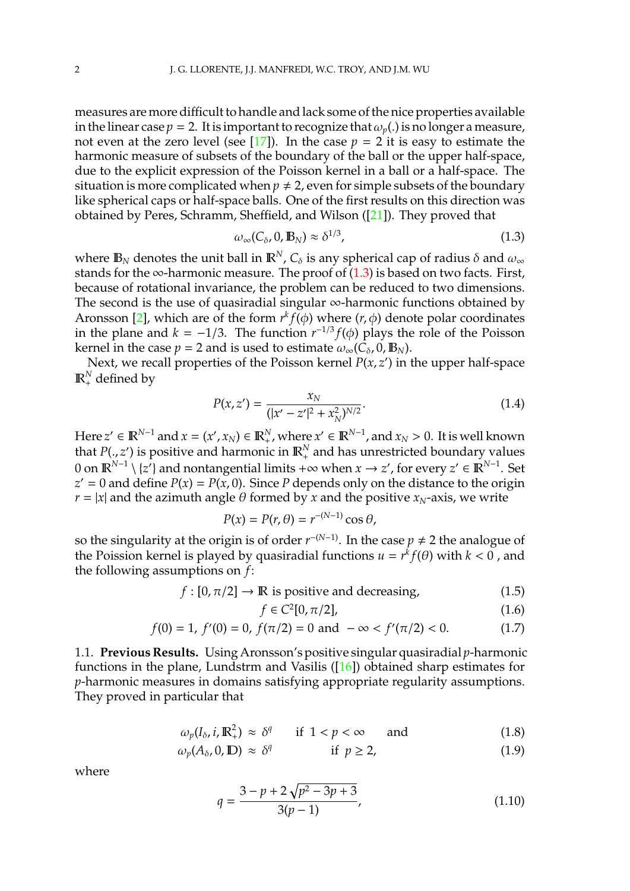measures are more difficult to handle and lack some of the nice properties available in the linear case $p = 2$. It is important to recognize that $\omega_p(.)$ is no longer a measure, not even at the zero level (see [17]). In the case $p = 2$ it is easy to estimate the harmonic measure of subsets of the boundary of the ball or the upper half-space, due to the explicit expression of the Poisson kernel in a ball or a half-space. The situation is more complicated when $p \neq 2$, even for simple subsets of the boundary like spherical caps or half-space balls. One of the first results on this direction was obtained by Peres, Schramm, Sheffield, and Wilson ([21]). They proved that

$$\omega_\infty(C_\delta, 0, \mathbb{B}_N) \approx \delta^{1/3}, \tag{1.3}$$

where $\mathbb{B}_N$ denotes the unit ball in $\mathbb{R}^N$, $C_\delta$ is any spherical cap of radius $\delta$ and $\omega_\infty$ stands for the $\infty$-harmonic measure. The proof of (1.3) is based on two facts. First, because of rotational invariance, the problem can be reduced to two dimensions. The second is the use of quasiradial singular $\infty$-harmonic functions obtained by Aronsson [2], which are of the form $r^k f(\phi)$ where $(r, \phi)$ denote polar coordinates in the plane and $k = -1/3$. The function $r^{-1/3} f(\phi)$ plays the role of the Poisson kernel in the case $p = 2$ and is used to estimate $\omega_\infty(C_\delta, 0, \mathbb{B}_N)$.

Next, we recall properties of the Poisson kernel $P(x, z')$ in the upper half-space $\mathbb{R}^N_+$ defined by

$$P(x, z') = \frac{x_N}{(|x' - z'|^2 + x_N^2)^{N/2}}. \tag{1.4}$$

Here $z' \in \mathbb{R}^{N-1}$ and $x = (x', x_N) \in \mathbb{R}^N_+$, where $x' \in \mathbb{R}^{N-1}$, and $x_N > 0$. It is well known that $P(., z')$ is positive and harmonic in $\mathbb{R}^N_+$ and has unrestricted boundary values 0 on $\mathbb{R}^{N-1} \setminus \{z'\}$ and nontangential limits $+\infty$ when $x \to z'$, for every $z' \in \mathbb{R}^{N-1}$. Set $z' = 0$ and define $P(x) = P(x, 0)$. Since $P$ depends only on the distance to the origin $r = |x|$ and the azimuth angle $\theta$ formed by $x$ and the positive $x_N$-axis, we write

$$P(x) = P(r, \theta) = r^{-(N-1)} \cos\theta,$$

so the singularity at the origin is of order $r^{-(N-1)}$. In the case $p \neq 2$ the analogue of the Poisson kernel is played by quasiradial functions $u = r^k f(\theta)$ with $k < 0$ , and the following assumptions on $f$:

$$f : [0, \pi/2] \to \mathbb{R} \text{ is positive and decreasing,} \tag{1.5}$$

$$f \in C^2[0, \pi/2], \tag{1.6}$$

$$f(0) = 1,\ f'(0) = 0,\ f(\pi/2) = 0 \text{ and } -\infty < f'(\pi/2) < 0. \tag{1.7}$$

### 1.1. Previous Results.

Using Aronsson's positive singular quasiradial $p$-harmonic functions in the plane, Lundstrm and Vasilis ([16]) obtained sharp estimates for $p$-harmonic measures in domains satisfying appropriate regularity assumptions. They proved in particular that

$$\omega_p(I_\delta, i, \mathbb{R}^2_+) \approx \delta^q \quad \text{ if } 1 < p < \infty \quad \text{ and} \tag{1.8}$$

$$\omega_p(A_\delta, 0, \mathbb{D}) \approx \delta^q \quad \text{ if } p \geq 2, \tag{1.9}$$

where

$$q = \frac{3 - p + 2\sqrt{p^2 - 3p + 3}}{3(p-1)}, \tag{1.10}$$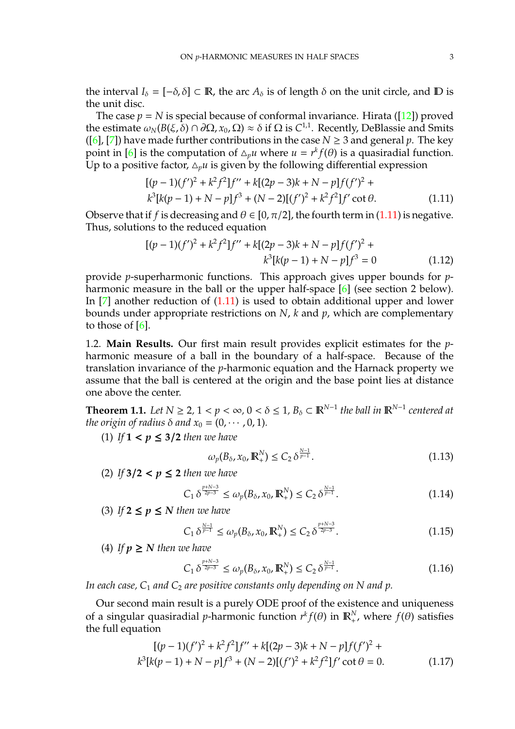the interval $I_\delta = [-\delta, \delta] \subset \mathbb{R}$, the arc $A_\delta$ is of length $\delta$ on the unit circle, and $\mathbb{D}$ is the unit disc.

The case $p = N$ is special because of conformal invariance. Hirata ([12]) proved the estimate $\omega_N(B(\xi, \delta) \cap \partial\Omega, x_0, \Omega) \approx \delta$ if $\Omega$ is $C^{1,1}$. Recently, DeBlassie and Smits ([6], [7]) have made further contributions in the case $N \geq 3$ and general $p$. The key point in [6] is the computation of $\triangle_p u$ where $u = r^k f(\theta)$ is a quasiradial function. Up to a positive factor, $\triangle_p u$ is given by the following differential expression

$$
\begin{aligned}
&[(p-1)(f')^2 + k^2 f^2] f'' + k[(2p-3)k + N - p] f (f')^2 + \\
&k^3[k(p-1) + N - p] f^3 + (N-2)[(f')^2 + k^2 f^2] f' \cot\theta.
\end{aligned} \tag{1.11}
$$

Observe that if $f$ is decreasing and $\theta \in [0, \pi/2]$, the fourth term in (1.11) is negative. Thus, solutions to the reduced equation

$$
\begin{aligned}
[(p-1)(f')^2 + k^2 f^2] f'' + k[(2p-3)k + N - p] f (f')^2 &+ \\
k^3[k(p-1) + N - p] f^3 &= 0
\end{aligned} \tag{1.12}
$$

provide $p$-superharmonic functions. This approach gives upper bounds for $p$-harmonic measure in the ball or the upper half-space [6] (see section 2 below). In [7] another reduction of (1.11) is used to obtain additional upper and lower bounds under appropriate restrictions on $N$, $k$ and $p$, which are complementary to those of [6].

### 1.2. Main Results.

Our first main result provides explicit estimates for the $p$-harmonic measure of a ball in the boundary of a half-space. Because of the translation invariance of the $p$-harmonic equation and the Harnack property we assume that the ball is centered at the origin and the base point lies at distance one above the center.

**Theorem 1.1.** *Let $N \geq 2$, $1 < p < \infty$, $0 < \delta \leq 1$, $B_\delta \subset \mathbb{R}^{N-1}$ the ball in $\mathbb{R}^{N-1}$ centered at the origin of radius $\delta$ and $x_0 = (0, \cdots, 0, 1)$.*

(1) *If* $\mathbf{1 < p \leq 3/2}$ *then we have*

$$
\omega_p(B_\delta, x_0, \mathbb{R}^N_+) \leq C_2\, \delta^{\frac{N-1}{p-1}}. \tag{1.13}
$$

(2) *If* $\mathbf{3/2 < p \leq 2}$ *then we have*

$$
C_1\, \delta^{\frac{p+N-3}{2p-3}} \leq \omega_p(B_\delta, x_0, \mathbb{R}^N_+) \leq C_2\, \delta^{\frac{N-1}{p-1}}. \tag{1.14}
$$

(3) *If* $\mathbf{2 \leq p \leq N}$ *then we have*

$$
C_1\, \delta^{\frac{N-1}{p-1}} \leq \omega_p(B_\delta, x_0, \mathbb{R}^N_+) \leq C_2\, \delta^{\frac{p+N-3}{2p-3}}. \tag{1.15}
$$

(4) *If* $\mathbf{p \geq N}$ *then we have*

$$
C_1\, \delta^{\frac{p+N-3}{2p-3}} \leq \omega_p(B_\delta, x_0, \mathbb{R}^N_+) \leq C_2\, \delta^{\frac{N-1}{p-1}}. \tag{1.16}
$$

*In each case, $C_1$ and $C_2$ are positive constants only depending on $N$ and $p$.*

Our second main result is a purely ODE proof of the existence and uniqueness of a singular quasiradial $p$-harmonic function $r^k f(\theta)$ in $\mathbb{R}^N_+$, where $f(\theta)$ satisfies the full equation

$$
\begin{aligned}
&[(p-1)(f')^2 + k^2 f^2] f'' + k[(2p-3)k + N - p] f (f')^2 + \\
&k^3[k(p-1) + N - p] f^3 + (N-2)[(f')^2 + k^2 f^2] f' \cot\theta = 0.
\end{aligned} \tag{1.17}
$$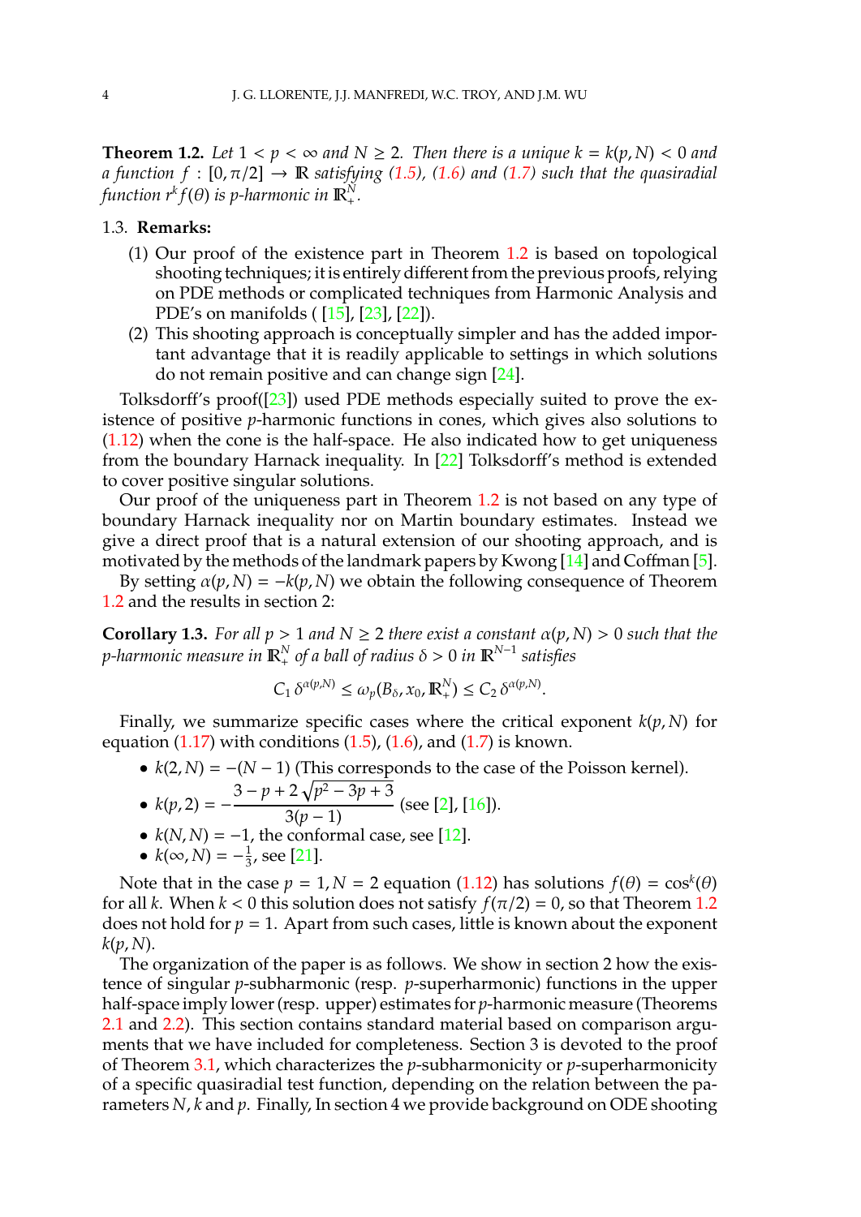**Theorem 1.2.** *Let $1 < p < \infty$ and $N \geq 2$. Then there is a unique $k = k(p, N) < 0$ and a function $f : [0, \pi/2] \to \mathbb{R}$ satisfying (1.5), (1.6) and (1.7) such that the quasiradial function $r^k f(\theta)$ is $p$-harmonic in $\mathbb{R}^N_+$.*

### 1.3. Remarks:

1. Our proof of the existence part in Theorem 1.2 is based on topological shooting techniques; it is entirely different from the previous proofs, relying on PDE methods or complicated techniques from Harmonic Analysis and PDE's on manifolds ( [15], [23], [22]).
2. This shooting approach is conceptually simpler and has the added important advantage that it is readily applicable to settings in which solutions do not remain positive and can change sign [24].

Tolksdorff's proof([23]) used PDE methods especially suited to prove the existence of positive $p$-harmonic functions in cones, which gives also solutions to (1.12) when the cone is the half-space. He also indicated how to get uniqueness from the boundary Harnack inequality. In [22] Tolksdorff's method is extended to cover positive singular solutions.

Our proof of the uniqueness part in Theorem 1.2 is not based on any type of boundary Harnack inequality nor on Martin boundary estimates. Instead we give a direct proof that is a natural extension of our shooting approach, and is motivated by the methods of the landmark papers by Kwong [14] and Coffman [5].

By setting $\alpha(p, N) = -k(p, N)$ we obtain the following consequence of Theorem 1.2 and the results in section 2:

**Corollary 1.3.** *For all $p > 1$ and $N \geq 2$ there exist a constant $\alpha(p, N) > 0$ such that the $p$-harmonic measure in $\mathbb{R}^N_+$ of a ball of radius $\delta > 0$ in $\mathbb{R}^{N-1}$ satisfies*

$$C_1\, \delta^{\alpha(p,N)} \leq \omega_p(B_\delta, x_0, \mathbb{R}^N_+) \leq C_2\, \delta^{\alpha(p,N)}.$$

Finally, we summarize specific cases where the critical exponent $k(p, N)$ for equation (1.17) with conditions (1.5), (1.6), and (1.7) is known.

- $k(2, N) = -(N - 1)$ (This corresponds to the case of the Poisson kernel).
- $k(p, 2) = -\dfrac{3 - p + 2\sqrt{p^2 - 3p + 3}}{3(p - 1)}$ (see [2], [16]).
- $k(N, N) = -1$, the conformal case, see [12].
- $k(\infty, N) = -\frac{1}{3}$, see [21].

Note that in the case $p = 1, N = 2$ equation (1.12) has solutions $f(\theta) = \cos^k(\theta)$ for all $k$. When $k < 0$ this solution does not satisfy $f(\pi/2) = 0$, so that Theorem 1.2 does not hold for $p = 1$. Apart from such cases, little is known about the exponent $k(p, N)$.

The organization of the paper is as follows. We show in section 2 how the existence of singular $p$-subharmonic (resp. $p$-superharmonic) functions in the upper half-space imply lower (resp. upper) estimates for $p$-harmonic measure (Theorems 2.1 and 2.2). This section contains standard material based on comparison arguments that we have included for completeness. Section 3 is devoted to the proof of Theorem 3.1, which characterizes the $p$-subharmonicity or $p$-superharmonicity of a specific quasiradial test function, depending on the relation between the parameters $N$, $k$ and $p$. Finally, In section 4 we provide background on ODE shooting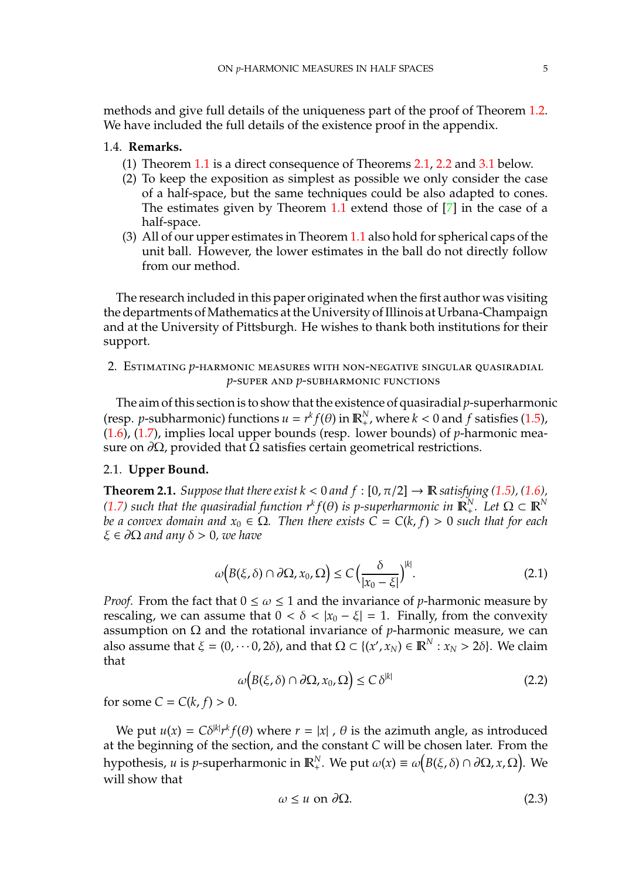methods and give full details of the uniqueness part of the proof of Theorem 1.2. We have included the full details of the existence proof in the appendix.

### 1.4. **Remarks.**

1. Theorem 1.1 is a direct consequence of Theorems 2.1, 2.2 and 3.1 below.
2. To keep the exposition as simplest as possible we only consider the case of a half-space, but the same techniques could be also adapted to cones. The estimates given by Theorem 1.1 extend those of [7] in the case of a half-space.
3. All of our upper estimates in Theorem 1.1 also hold for spherical caps of the unit ball. However, the lower estimates in the ball do not directly follow from our method.

The research included in this paper originated when the first author was visiting the departments of Mathematics at the University of Illinois at Urbana-Champaign and at the University of Pittsburgh. He wishes to thank both institutions for their support.

## 2. Estimating $p$-harmonic measures with non-negative singular quasiradial $p$-super and $p$-subharmonic functions

The aim of this section is to show that the existence of quasiradial $p$-superharmonic (resp. $p$-subharmonic) functions $u = r^k f(\theta)$ in $\mathbb{R}^N_+$, where $k < 0$ and $f$ satisfies (1.5), (1.6), (1.7), implies local upper bounds (resp. lower bounds) of $p$-harmonic measure on $\partial\Omega$, provided that $\Omega$ satisfies certain geometrical restrictions.

### 2.1. **Upper Bound.**

**Theorem 2.1.** *Suppose that there exist $k < 0$ and $f : [0, \pi/2] \to \mathbb{R}$ satisfying (1.5), (1.6), (1.7) such that the quasiradial function $r^k f(\theta)$ is $p$-superharmonic in $\mathbb{R}^N_+$. Let $\Omega \subset \mathbb{R}^N$ be a convex domain and $x_0 \in \Omega$. Then there exists $C = C(k, f) > 0$ such that for each $\xi \in \partial\Omega$ and any $\delta > 0$, we have*

$$\omega\Big(B(\xi,\delta) \cap \partial\Omega, x_0, \Omega\Big) \leq C\Big(\frac{\delta}{|x_0 - \xi|}\Big)^{|k|}. \tag{2.1}$$

*Proof.* From the fact that $0 \leq \omega \leq 1$ and the invariance of $p$-harmonic measure by rescaling, we can assume that $0 < \delta < |x_0 - \xi| = 1$. Finally, from the convexity assumption on $\Omega$ and the rotational invariance of $p$-harmonic measure, we can also assume that $\xi = (0, \cdots 0, 2\delta)$, and that $\Omega \subset \{(x', x_N) \in \mathbb{R}^N : x_N > 2\delta\}$. We claim that

$$\omega\Big(B(\xi,\delta) \cap \partial\Omega, x_0, \Omega\Big) \leq C\,\delta^{|k|} \tag{2.2}$$

for some $C = C(k, f) > 0$.

We put $u(x) = C\delta^{|k|} r^k f(\theta)$ where $r = |x|$ , $\theta$ is the azimuth angle, as introduced at the beginning of the section, and the constant $C$ will be chosen later. From the hypothesis, $u$ is $p$-superharmonic in $\mathbb{R}^N_+$. We put $\omega(x) \equiv \omega\Big(B(\xi,\delta) \cap \partial\Omega, x, \Omega\Big)$. We will show that

$$\omega \leq u \text{ on } \partial\Omega. \tag{2.3}$$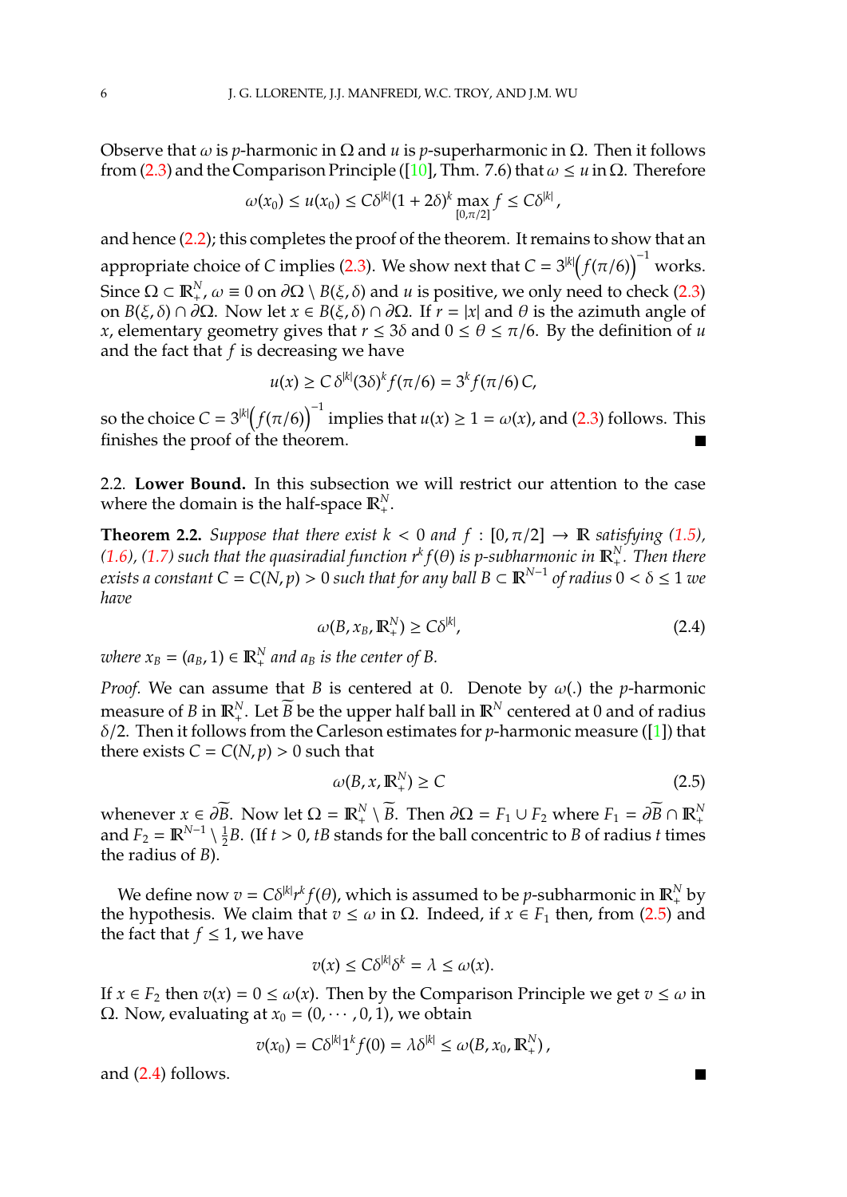Observe that $\omega$ is $p$-harmonic in $\Omega$ and $u$ is $p$-superharmonic in $\Omega$. Then it follows from (2.3) and the Comparison Principle ([10], Thm. 7.6) that $\omega \le u$ in $\Omega$. Therefore

$$\omega(x_0) \le u(x_0) \le C\delta^{|k|}(1+2\delta)^k \max_{[0,\pi/2]} f \le C\delta^{|k|},$$

and hence (2.2); this completes the proof of the theorem. It remains to show that an appropriate choice of $C$ implies (2.3). We show next that $C = 3^{|k|}\Big(f(\pi/6)\Big)^{-1}$ works. Since $\Omega \subset \mathbb{R}^N_+$, $\omega \equiv 0$ on $\partial\Omega \setminus B(\xi,\delta)$ and $u$ is positive, we only need to check (2.3) on $B(\xi,\delta) \cap \partial\Omega$. Now let $x \in B(\xi,\delta) \cap \partial\Omega$. If $r = |x|$ and $\theta$ is the azimuth angle of $x$, elementary geometry gives that $r \le 3\delta$ and $0 \le \theta \le \pi/6$. By the definition of $u$ and the fact that $f$ is decreasing we have

$$u(x) \ge C\,\delta^{|k|}(3\delta)^k f(\pi/6) = 3^k f(\pi/6)\,C,$$

so the choice $C = 3^{|k|}\Big(f(\pi/6)\Big)^{-1}$ implies that $u(x) \ge 1 = \omega(x)$, and (2.3) follows. This finishes the proof of the theorem. ∎

## 2.2. **Lower Bound.**

In this subsection we will restrict our attention to the case where the domain is the half-space $\mathbb{R}^N_+$.

**Theorem 2.2.** *Suppose that there exist $k < 0$ and $f : [0,\pi/2] \to \mathbb{R}$ satisfying (1.5), (1.6), (1.7) such that the quasiradial function $r^k f(\theta)$ is $p$-subharmonic in $\mathbb{R}^N_+$. Then there exists a constant $C = C(N,p) > 0$ such that for any ball $B \subset \mathbb{R}^{N-1}$ of radius $0 < \delta \le 1$ we have*

$$\omega(B, x_B, \mathbb{R}^N_+) \ge C\delta^{|k|}, \tag{2.4}$$

*where $x_B = (a_B, 1) \in \mathbb{R}^N_+$ and $a_B$ is the center of $B$.*

*Proof.* We can assume that $B$ is centered at 0. Denote by $\omega(.)$ the $p$-harmonic measure of $B$ in $\mathbb{R}^N_+$. Let $\widetilde{B}$ be the upper half ball in $\mathbb{R}^N$ centered at 0 and of radius $\delta/2$. Then it follows from the Carleson estimates for $p$-harmonic measure ([1]) that there exists $C = C(N,p) > 0$ such that

$$\omega(B, x, \mathbb{R}^N_+) \ge C \tag{2.5}$$

whenever $x \in \partial\widetilde{B}$. Now let $\Omega = \mathbb{R}^N_+ \setminus \widetilde{B}$. Then $\partial\Omega = F_1 \cup F_2$ where $F_1 = \partial\widetilde{B} \cap \mathbb{R}^N_+$ and $F_2 = \mathbb{R}^{N-1} \setminus \frac{1}{2}B$. (If $t > 0$, $tB$ stands for the ball concentric to $B$ of radius $t$ times the radius of $B$).

We define now $v = C\delta^{|k|} r^k f(\theta)$, which is assumed to be $p$-subharmonic in $\mathbb{R}^N_+$ by the hypothesis. We claim that $v \le \omega$ in $\Omega$. Indeed, if $x \in F_1$ then, from (2.5) and the fact that $f \le 1$, we have

$$v(x) \le C\delta^{|k|}\delta^k = \lambda \le \omega(x).$$

If $x \in F_2$ then $v(x) = 0 \le \omega(x)$. Then by the Comparison Principle we get $v \le \omega$ in $\Omega$. Now, evaluating at $x_0 = (0, \cdots, 0, 1)$, we obtain

$$v(x_0) = C\delta^{|k|} 1^k f(0) = \lambda\delta^{|k|} \le \omega(B, x_0, \mathbb{R}^N_+),$$

and (2.4) follows. ∎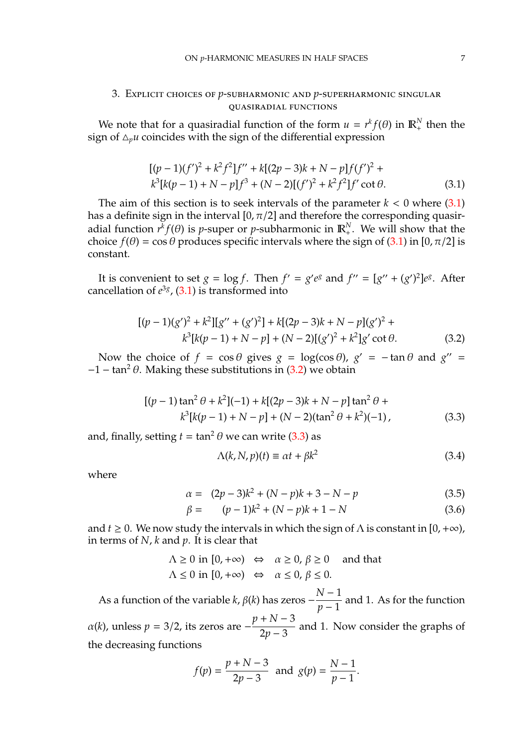## 3. Explicit choices of $p$-subharmonic and $p$-superharmonic singular quasiradial functions

We note that for a quasiradial function of the form $u = r^k f(\theta)$ in $\mathbb{R}^N_+$ then the sign of $\triangle_p u$ coincides with the sign of the differential expression

$$
\begin{aligned}
&[(p-1)(f')^2 + k^2 f^2]f'' + k[(2p-3)k + N - p]f(f')^2 + \\
&k^3[k(p-1) + N - p]f^3 + (N-2)[(f')^2 + k^2 f^2]f' \cot\theta. 
\end{aligned} \tag{3.1}
$$

The aim of this section is to seek intervals of the parameter $k < 0$ where (3.1) has a definite sign in the interval $[0, \pi/2]$ and therefore the corresponding quasiradial function $r^k f(\theta)$ is $p$-super or $p$-subharmonic in $\mathbb{R}^N_+$. We will show that the choice $f(\theta) = \cos\theta$ produces specific intervals where the sign of (3.1) in $[0, \pi/2]$ is constant.

It is convenient to set $g = \log f$. Then $f' = g' e^g$ and $f'' = [g'' + (g')^2]e^g$. After cancellation of $e^{3g}$, (3.1) is transformed into

$$
\begin{aligned}
&[(p-1)(g')^2 + k^2][g'' + (g')^2] + k[(2p-3)k + N - p](g')^2 + \\
&k^3[k(p-1) + N - p] + (N-2)[(g')^2 + k^2]g' \cot\theta. 
\end{aligned} \tag{3.2}
$$

Now the choice of $f = \cos\theta$ gives $g = \log(\cos\theta)$, $g' = -\tan\theta$ and $g'' = -1 - \tan^2\theta$. Making these substitutions in (3.2) we obtain

$$
\begin{aligned}
&[(p-1)\tan^2\theta + k^2](-1) + k[(2p-3)k + N - p]\tan^2\theta + \\
&k^3[k(p-1) + N - p] + (N-2)(\tan^2\theta + k^2)(-1)\,, 
\end{aligned} \tag{3.3}
$$

and, finally, setting $t = \tan^2\theta$ we can write (3.3) as

$$
\Lambda(k, N, p)(t) \equiv \alpha t + \beta k^2 \tag{3.4}
$$

where

$$
\alpha = \ (2p-3)k^2 + (N-p)k + 3 - N - p \tag{3.5}
$$

$$
\beta = \ (p-1)k^2 + (N-p)k + 1 - N \tag{3.6}
$$

and $t \geq 0$. We now study the intervals in which the sign of $\Lambda$ is constant in $[0, +\infty)$, in terms of $N$, $k$ and $p$. It is clear that

$$
\begin{aligned}
\Lambda \geq 0 \text{ in } [0, +\infty) \quad &\Leftrightarrow \quad \alpha \geq 0,\ \beta \geq 0 \quad \text{and that} \\
\Lambda \leq 0 \text{ in } [0, +\infty) \quad &\Leftrightarrow \quad \alpha \leq 0,\ \beta \leq 0.
\end{aligned}
$$

As a function of the variable $k$, $\beta(k)$ has zeros $-\dfrac{N-1}{p-1}$ and 1. As for the function $\alpha(k)$, unless $p = 3/2$, its zeros are $-\dfrac{p+N-3}{2p-3}$ and 1. Now consider the graphs of the decreasing functions

$$
f(p) = \frac{p+N-3}{2p-3} \quad \text{and} \quad g(p) = \frac{N-1}{p-1}.
$$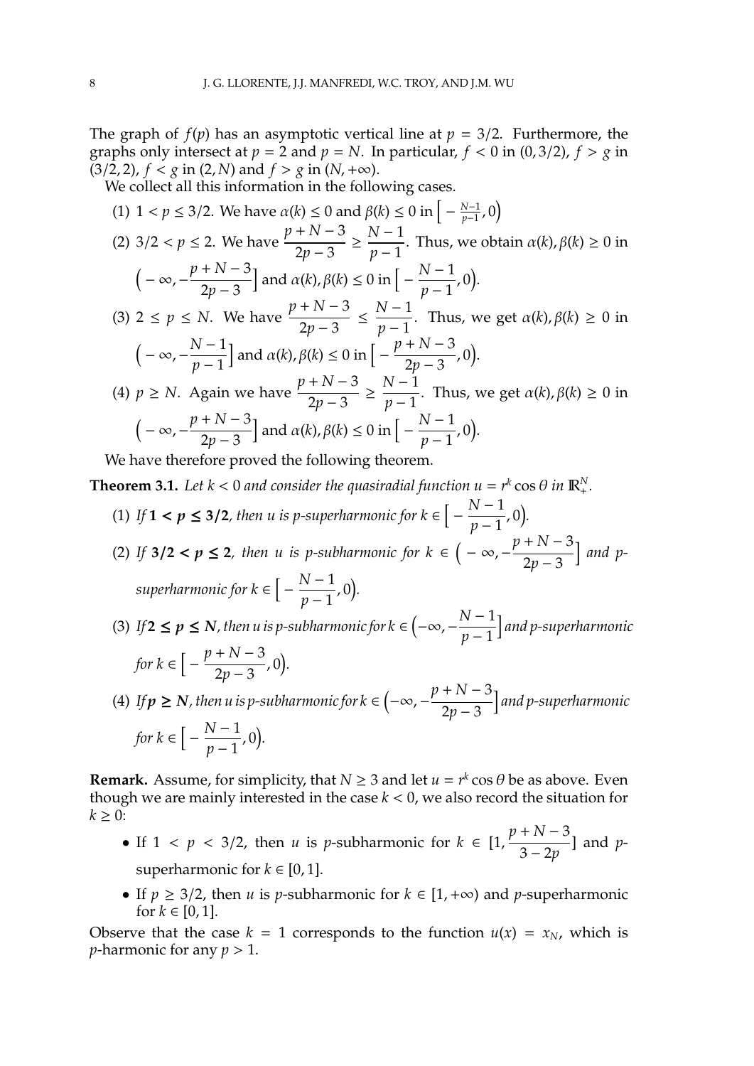The graph of $f(p)$ has an asymptotic vertical line at $p = 3/2$. Furthermore, the graphs only intersect at $p = 2$ and $p = N$. In particular, $f < 0$ in $(0, 3/2)$, $f > g$ in $(3/2, 2)$, $f < g$ in $(2, N)$ and $f > g$ in $(N, +\infty)$.

We collect all this information in the following cases.

(1) $1 < p \leq 3/2$. We have $\alpha(k) \leq 0$ and $\beta(k) \leq 0$ in $\left[ -\frac{N-1}{p-1}, 0 \right)$

(2) $3/2 < p \leq 2$. We have $\dfrac{p+N-3}{2p-3} \geq \dfrac{N-1}{p-1}$. Thus, we obtain $\alpha(k), \beta(k) \geq 0$ in $\left( -\infty, -\dfrac{p+N-3}{2p-3} \right]$ and $\alpha(k), \beta(k) \leq 0$ in $\left[ -\dfrac{N-1}{p-1}, 0 \right)$.

(3) $2 \leq p \leq N$. We have $\dfrac{p+N-3}{2p-3} \leq \dfrac{N-1}{p-1}$. Thus, we get $\alpha(k), \beta(k) \geq 0$ in $\left( -\infty, -\dfrac{N-1}{p-1} \right]$ and $\alpha(k), \beta(k) \leq 0$ in $\left[ -\dfrac{p+N-3}{2p-3}, 0 \right)$.

(4) $p \geq N$. Again we have $\dfrac{p+N-3}{2p-3} \geq \dfrac{N-1}{p-1}$. Thus, we get $\alpha(k), \beta(k) \geq 0$ in $\left( -\infty, -\dfrac{p+N-3}{2p-3} \right]$ and $\alpha(k), \beta(k) \leq 0$ in $\left[ -\dfrac{N-1}{p-1}, 0 \right)$.

We have therefore proved the following theorem.

**Theorem 3.1.** *Let $k < 0$ and consider the quasiradial function $u = r^k \cos\theta$ in $\mathbb{R}^N_+$.*

(1) *If $\mathbf{1 < p \leq 3/2}$, then $u$ is $p$-superharmonic for $k \in \left[ -\dfrac{N-1}{p-1}, 0 \right)$.*

(2) *If $\mathbf{3/2 < p \leq 2}$, then $u$ is $p$-subharmonic for $k \in \left( -\infty, -\dfrac{p+N-3}{2p-3} \right]$ and $p$-superharmonic for $k \in \left[ -\dfrac{N-1}{p-1}, 0 \right)$.*

(3) *If $\mathbf{2 \leq p \leq N}$, then $u$ is $p$-subharmonic for $k \in \left( -\infty, -\dfrac{N-1}{p-1} \right]$ and $p$-superharmonic for $k \in \left[ -\dfrac{p+N-3}{2p-3}, 0 \right)$.*

(4) *If $\mathbf{p \geq N}$, then $u$ is $p$-subharmonic for $k \in \left( -\infty, -\dfrac{p+N-3}{2p-3} \right]$ and $p$-superharmonic for $k \in \left[ -\dfrac{N-1}{p-1}, 0 \right)$.*

**Remark.** Assume, for simplicity, that $N \geq 3$ and let $u = r^k \cos\theta$ be as above. Even though we are mainly interested in the case $k < 0$, we also record the situation for $k \geq 0$:

- If $1 < p < 3/2$, then $u$ is $p$-subharmonic for $k \in [1, \dfrac{p+N-3}{3-2p}]$ and $p$-superharmonic for $k \in [0, 1]$.
- If $p \geq 3/2$, then $u$ is $p$-subharmonic for $k \in [1, +\infty)$ and $p$-superharmonic for $k \in [0, 1]$.

Observe that the case $k = 1$ corresponds to the function $u(x) = x_N$, which is $p$-harmonic for any $p > 1$.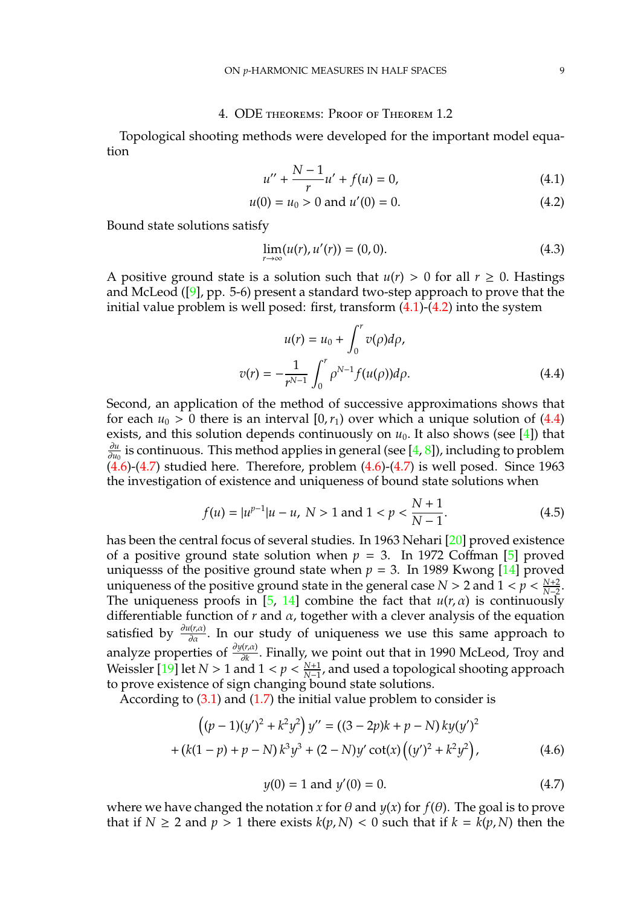## 4. ODE theorems: Proof of Theorem 1.2

Topological shooting methods were developed for the important model equation

$$u'' + \frac{N-1}{r}u' + f(u) = 0, \tag{4.1}$$

$$u(0) = u_0 > 0 \text{ and } u'(0) = 0. \tag{4.2}$$

Bound state solutions satisfy

$$\lim_{r\to\infty}(u(r), u'(r)) = (0, 0). \tag{4.3}$$

A positive ground state is a solution such that $u(r) > 0$ for all $r \geq 0$. Hastings and McLeod ([9], pp. 5-6) present a standard two-step approach to prove that the initial value problem is well posed: first, transform (4.1)-(4.2) into the system

$$u(r) = u_0 + \int_0^r v(\rho)d\rho,$$

$$v(r) = -\frac{1}{r^{N-1}}\int_0^r \rho^{N-1} f(u(\rho))d\rho. \tag{4.4}$$

Second, an application of the method of successive approximations shows that for each $u_0 > 0$ there is an interval $[0, r_1)$ over which a unique solution of (4.4) exists, and this solution depends continuously on $u_0$. It also shows (see [4]) that $\frac{\partial u}{\partial u_0}$ is continuous. This method applies in general (see [4, 8]), including to problem (4.6)-(4.7) studied here. Therefore, problem (4.6)-(4.7) is well posed. Since 1963 the investigation of existence and uniqueness of bound state solutions when

$$f(u) = |u^{p-1}|u - u, \; N > 1 \text{ and } 1 < p < \frac{N+1}{N-1}. \tag{4.5}$$

has been the central focus of several studies. In 1963 Nehari [20] proved existence of a positive ground state solution when $p = 3$. In 1972 Coffman [5] proved uniquesss of the positive ground state when $p = 3$. In 1989 Kwong [14] proved uniqueness of the positive ground state in the general case $N > 2$ and $1 < p < \frac{N+2}{N-2}$. The uniqueness proofs in [5, 14] combine the fact that $u(r, \alpha)$ is continuously differentiable function of $r$ and $\alpha$, together with a clever analysis of the equation satisfied by $\frac{\partial u(r,\alpha)}{\partial \alpha}$. In our study of uniqueness we use this same approach to analyze properties of $\frac{\partial y(r,\alpha)}{\partial k}$. Finally, we point out that in 1990 McLeod, Troy and Weissler [19] let $N > 1$ and $1 < p < \frac{N+1}{N-1}$, and used a topological shooting approach to prove existence of sign changing bound state solutions.

According to (3.1) and (1.7) the initial value problem to consider is

$$\left((p-1)(y')^2 + k^2y^2\right) y'' = ((3-2p)k + p - N)\, ky(y')^2$$
$$+ (k(1-p) + p - N)\, k^3y^3 + (2-N)y' \cot(x)\left((y')^2 + k^2y^2\right), \tag{4.6}$$

$$y(0) = 1 \text{ and } y'(0) = 0. \tag{4.7}$$

where we have changed the notation $x$ for $\theta$ and $y(x)$ for $f(\theta)$. The goal is to prove that if $N \geq 2$ and $p > 1$ there exists $k(p, N) < 0$ such that if $k = k(p, N)$ then the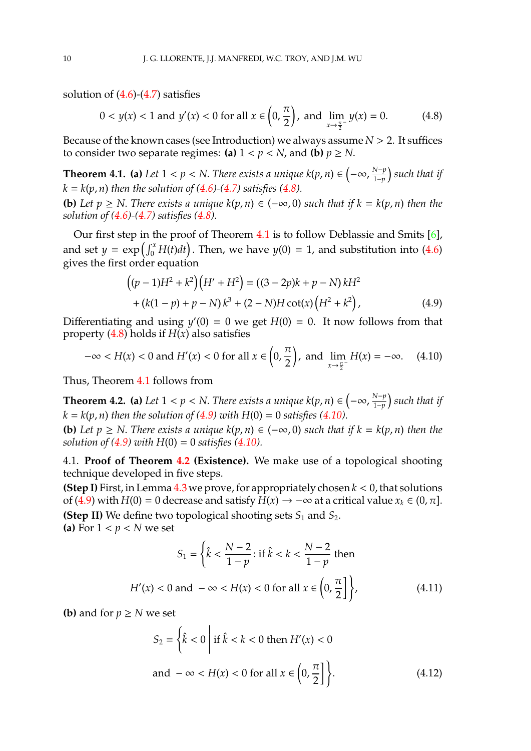solution of (4.6)-(4.7) satisfies

$$0 < y(x) < 1 \text{ and } y'(x) < 0 \text{ for all } x \in \left(0, \frac{\pi}{2}\right), \text{ and } \lim_{x \to \frac{\pi}{2}^-} y(x) = 0. \tag{4.8}$$

Because of the known cases (see Introduction) we always assume $N > 2$. It suffices to consider two separate regimes: **(a)** $1 < p < N$, and **(b)** $p \geq N$.

**Theorem 4.1.** **(a)** *Let $1 < p < N$. There exists a unique $k(p,n) \in \left(-\infty, \frac{N-p}{1-p}\right)$ such that if $k = k(p,n)$ then the solution of (4.6)-(4.7) satisfies (4.8).*

**(b)** *Let $p \geq N$. There exists a unique $k(p,n) \in (-\infty, 0)$ such that if $k = k(p,n)$ then the solution of (4.6)-(4.7) satisfies (4.8).*

Our first step in the proof of Theorem 4.1 is to follow Deblassie and Smits [6], and set $y = \exp\left(\int_0^x H(t)dt\right)$. Then, we have $y(0) = 1$, and substitution into (4.6) gives the first order equation

$$\begin{aligned}\left((p-1)H^2 + k^2\right)\left(H' + H^2\right) &= \left((3-2p)k + p - N\right)kH^2 \\ &+ \left(k(1-p) + p - N\right)k^3 + (2-N)H\cot(x)\left(H^2 + k^2\right),\end{aligned} \tag{4.9}$$

Differentiating and using $y'(0) = 0$ we get $H(0) = 0$. It now follows from that property (4.8) holds if $H(x)$ also satisfies

$$-\infty < H(x) < 0 \text{ and } H'(x) < 0 \text{ for all } x \in \left(0, \frac{\pi}{2}\right), \text{ and } \lim_{x \to \frac{\pi}{2}^-} H(x) = -\infty. \tag{4.10}$$

Thus, Theorem 4.1 follows from

**Theorem 4.2.** **(a)** *Let $1 < p < N$. There exists a unique $k(p,n) \in \left(-\infty, \frac{N-p}{1-p}\right)$ such that if $k = k(p,n)$ then the solution of (4.9) with $H(0) = 0$ satisfies (4.10).*

**(b)** *Let $p \geq N$. There exists a unique $k(p,n) \in (-\infty, 0)$ such that if $k = k(p,n)$ then the solution of (4.9) with $H(0) = 0$ satisfies (4.10).*

4.1. **Proof of Theorem 4.2 (Existence).** We make use of a topological shooting technique developed in five steps.

**(Step I)** First, in Lemma 4.3 we prove, for appropriately chosen $k < 0$, that solutions of (4.9) with $H(0) = 0$ decrease and satisfy $H(x) \to -\infty$ at a critical value $x_k \in (0, \pi]$.

**(Step II)** We define two topological shooting sets $S_1$ and $S_2$.

**(a)** For $1 < p < N$ we set

$$\begin{aligned} S_1 = \Big\{ \hat{k} < \frac{N-2}{1-p} : \text{if } \hat{k} < k < \frac{N-2}{1-p} \text{ then} \\ H'(x) < 0 \text{ and } -\infty < H(x) < 0 \text{ for all } x \in \left(0, \frac{\pi}{2}\right] \Big\}, \end{aligned} \tag{4.11}$$

**(b)** and for $p \geq N$ we set

$$\begin{aligned} S_2 = \Big\{ \hat{k} < 0 \,\Big|\, \text{if } \hat{k} < k < 0 \text{ then } H'(x) < 0 \\ \text{and } -\infty < H(x) < 0 \text{ for all } x \in \left(0, \frac{\pi}{2}\right] \Big\}. \end{aligned} \tag{4.12}$$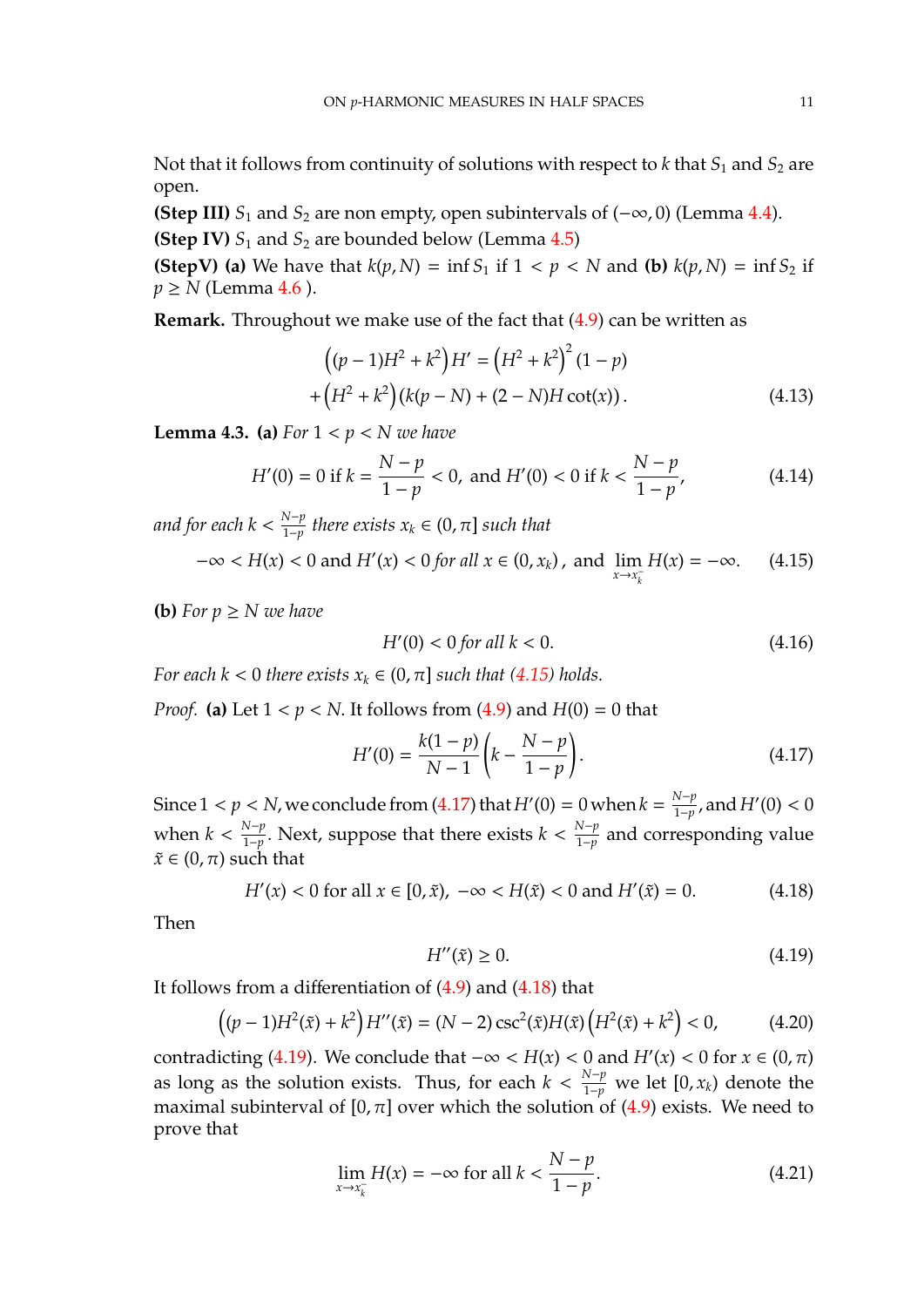Not that it follows from continuity of solutions with respect to $k$ that $S_1$ and $S_2$ are open.

**(Step III)** $S_1$ and $S_2$ are non empty, open subintervals of $(-\infty, 0)$ (Lemma 4.4).

**(Step IV)** $S_1$ and $S_2$ are bounded below (Lemma 4.5)

**(StepV)** **(a)** We have that $k(p,N) = \inf S_1$ if $1 < p < N$ and **(b)** $k(p,N) = \inf S_2$ if $p \geq N$ (Lemma 4.6 ).

**Remark.** Throughout we make use of the fact that (4.9) can be written as

$$\left((p-1)H^2 + k^2\right)H' = \left(H^2 + k^2\right)^2 (1-p)$$
$$+\left(H^2 + k^2\right)\left(k(p-N) + (2-N)H\cot(x)\right). \tag{4.13}$$

**Lemma 4.3.** **(a)** *For $1 < p < N$ we have*

$$H'(0) = 0 \text{ if } k = \frac{N-p}{1-p} < 0, \text{ and } H'(0) < 0 \text{ if } k < \frac{N-p}{1-p}, \tag{4.14}$$

*and for each $k < \frac{N-p}{1-p}$ there exists $x_k \in (0, \pi]$ such that*

$$-\infty < H(x) < 0 \text{ and } H'(x) < 0 \text{ for all } x \in (0, x_k), \text{ and } \lim_{x \to x_k^-} H(x) = -\infty. \tag{4.15}$$

**(b)** *For $p \geq N$ we have*

$$H'(0) < 0 \text{ for all } k < 0. \tag{4.16}$$

*For each $k < 0$ there exists $x_k \in (0, \pi]$ such that (4.15) holds.*

*Proof.* **(a)** Let $1 < p < N$. It follows from (4.9) and $H(0) = 0$ that

$$H'(0) = \frac{k(1-p)}{N-1}\left(k - \frac{N-p}{1-p}\right). \tag{4.17}$$

Since $1 < p < N$, we conclude from (4.17) that $H'(0) = 0$ when $k = \frac{N-p}{1-p}$, and $H'(0) < 0$ when $k < \frac{N-p}{1-p}$. Next, suppose that there exists $k < \frac{N-p}{1-p}$ and corresponding value $\tilde{x} \in (0, \pi)$ such that

$$H'(x) < 0 \text{ for all } x \in [0, \tilde{x}), \ -\infty < H(\tilde{x}) < 0 \text{ and } H'(\tilde{x}) = 0. \tag{4.18}$$

Then

$$H''(\tilde{x}) \geq 0. \tag{4.19}$$

It follows from a differentiation of (4.9) and (4.18) that

$$\left((p-1)H^2(\tilde{x}) + k^2\right)H''(\tilde{x}) = (N-2)\csc^2(\tilde{x})H(\tilde{x})\left(H^2(\tilde{x}) + k^2\right) < 0, \tag{4.20}$$

contradicting (4.19). We conclude that $-\infty < H(x) < 0$ and $H'(x) < 0$ for $x \in (0, \pi)$ as long as the solution exists. Thus, for each $k < \frac{N-p}{1-p}$ we let $[0, x_k)$ denote the maximal subinterval of $[0, \pi]$ over which the solution of (4.9) exists. We need to prove that

$$\lim_{x \to x_k^-} H(x) = -\infty \text{ for all } k < \frac{N-p}{1-p}. \tag{4.21}$$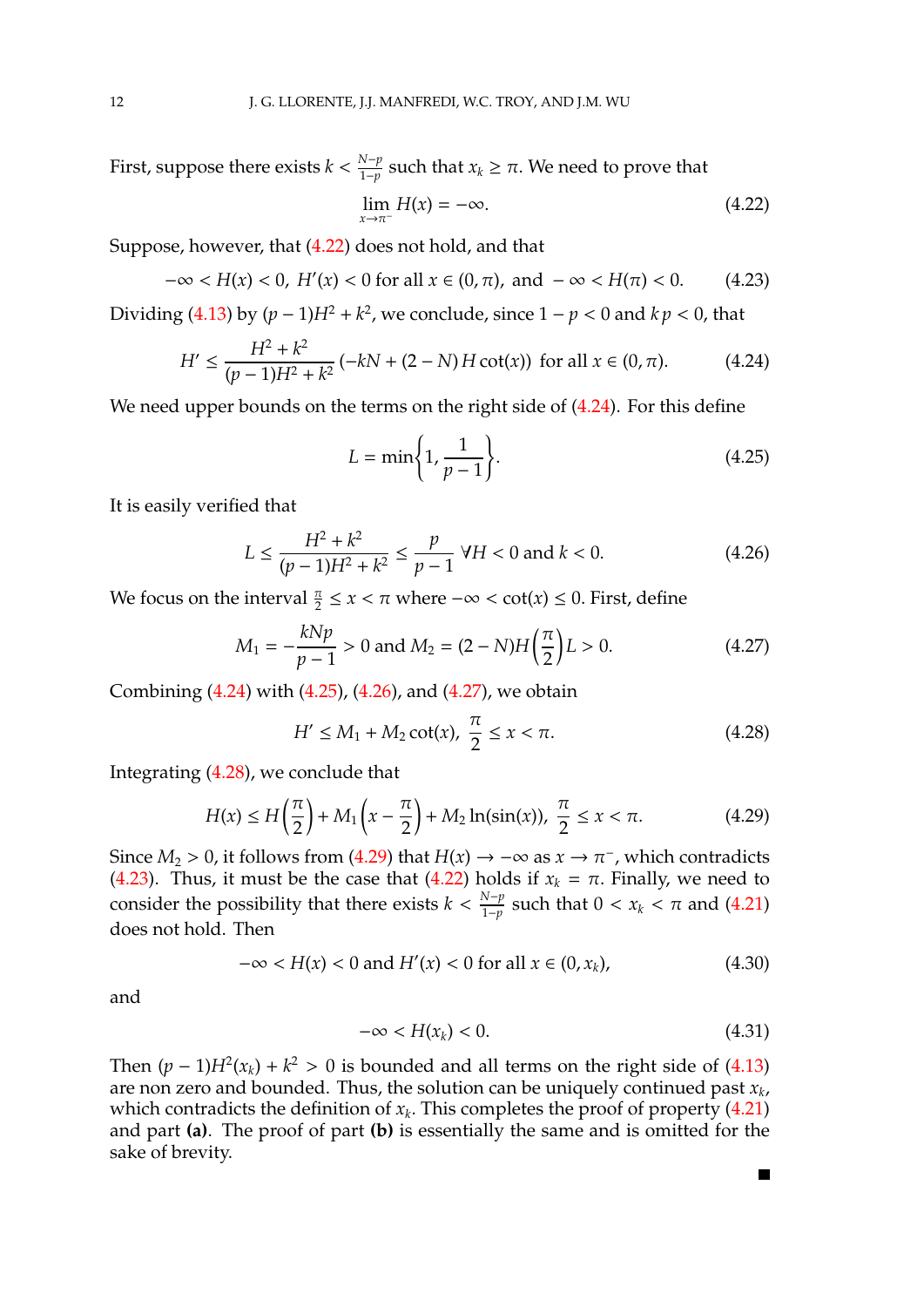First, suppose there exists $k < \frac{N-p}{1-p}$ such that $x_k \geq \pi$. We need to prove that

$$\lim_{x \to \pi^-} H(x) = -\infty. \tag{4.22}$$

Suppose, however, that (4.22) does not hold, and that

$$-\infty < H(x) < 0, \; H'(x) < 0 \text{ for all } x \in (0, \pi), \text{ and } -\infty < H(\pi) < 0. \tag{4.23}$$

Dividing (4.13) by $(p-1)H^2 + k^2$, we conclude, since $1 - p < 0$ and $kp < 0$, that

$$H' \leq \frac{H^2 + k^2}{(p-1)H^2 + k^2} \left(-kN + (2-N)\, H \cot(x)\right) \text{ for all } x \in (0, \pi). \tag{4.24}$$

We need upper bounds on the terms on the right side of (4.24). For this define

$$L = \min\left\{1, \frac{1}{p-1}\right\}. \tag{4.25}$$

It is easily verified that

$$L \leq \frac{H^2 + k^2}{(p-1)H^2 + k^2} \leq \frac{p}{p-1} \;\; \forall H < 0 \text{ and } k < 0. \tag{4.26}$$

We focus on the interval $\frac{\pi}{2} \leq x < \pi$ where $-\infty < \cot(x) \leq 0$. First, define

$$M_1 = -\frac{kNp}{p-1} > 0 \text{ and } M_2 = (2-N)H\left(\frac{\pi}{2}\right)L > 0. \tag{4.27}$$

Combining (4.24) with (4.25), (4.26), and (4.27), we obtain

$$H' \leq M_1 + M_2 \cot(x), \;\; \frac{\pi}{2} \leq x < \pi. \tag{4.28}$$

Integrating (4.28), we conclude that

$$H(x) \leq H\left(\frac{\pi}{2}\right) + M_1\left(x - \frac{\pi}{2}\right) + M_2 \ln(\sin(x)), \;\; \frac{\pi}{2} \leq x < \pi. \tag{4.29}$$

Since $M_2 > 0$, it follows from (4.29) that $H(x) \to -\infty$ as $x \to \pi^-$, which contradicts (4.23). Thus, it must be the case that (4.22) holds if $x_k = \pi$. Finally, we need to consider the possibility that there exists $k < \frac{N-p}{1-p}$ such that $0 < x_k < \pi$ and (4.21) does not hold. Then

$$-\infty < H(x) < 0 \text{ and } H'(x) < 0 \text{ for all } x \in (0, x_k), \tag{4.30}$$

and

$$-\infty < H(x_k) < 0. \tag{4.31}$$

Then $(p-1)H^2(x_k) + k^2 > 0$ is bounded and all terms on the right side of (4.13) are non zero and bounded. Thus, the solution can be uniquely continued past $x_k$, which contradicts the definition of $x_k$. This completes the proof of property (4.21) and part **(a)**. The proof of part **(b)** is essentially the same and is omitted for the sake of brevity.

■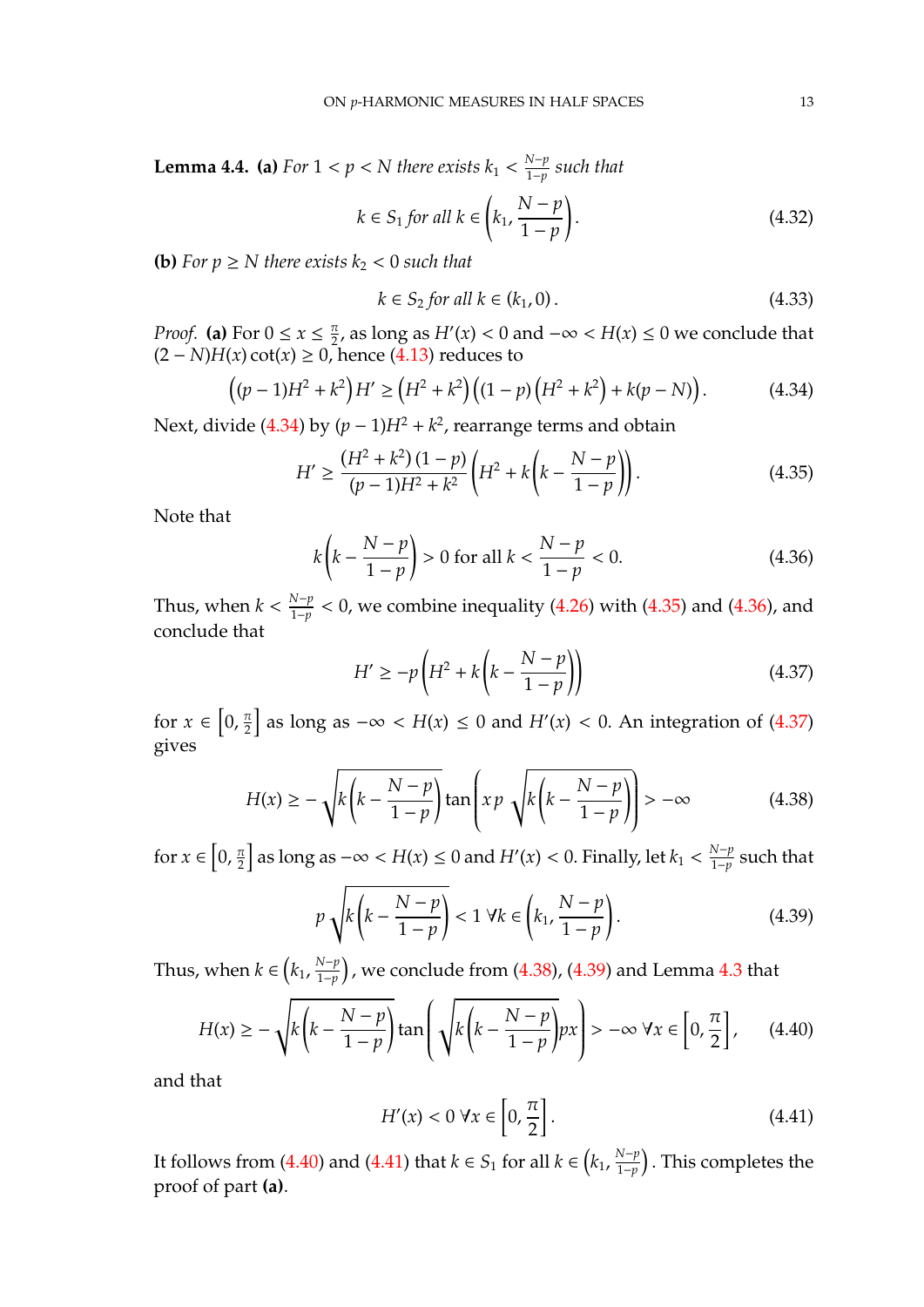**Lemma 4.4.** **(a)** *For $1 < p < N$ there exists $k_1 < \frac{N-p}{1-p}$ such that*

$$k \in S_1 \text{ for all } k \in \left(k_1, \frac{N-p}{1-p}\right). \tag{4.32}$$

**(b)** *For $p \geq N$ there exists $k_2 < 0$ such that*

$$k \in S_2 \text{ for all } k \in (k_1, 0)\,. \tag{4.33}$$

*Proof.* **(a)** For $0 \leq x \leq \frac{\pi}{2}$, as long as $H'(x) < 0$ and $-\infty < H(x) \leq 0$ we conclude that $(2-N)H(x)\cot(x) \geq 0$, hence (4.13) reduces to

$$\left((p-1)H^2 + k^2\right)H' \geq \left(H^2 + k^2\right)\left((1-p)\left(H^2 + k^2\right) + k(p-N)\right). \tag{4.34}$$

Next, divide (4.34) by $(p-1)H^2 + k^2$, rearrange terms and obtain

$$H' \geq \frac{(H^2 + k^2)(1-p)}{(p-1)H^2 + k^2}\left(H^2 + k\left(k - \frac{N-p}{1-p}\right)\right). \tag{4.35}$$

Note that

$$k\left(k - \frac{N-p}{1-p}\right) > 0 \text{ for all } k < \frac{N-p}{1-p} < 0. \tag{4.36}$$

Thus, when $k < \frac{N-p}{1-p} < 0$, we combine inequality (4.26) with (4.35) and (4.36), and conclude that

$$H' \geq -p\left(H^2 + k\left(k - \frac{N-p}{1-p}\right)\right) \tag{4.37}$$

for $x \in \left[0, \frac{\pi}{2}\right]$ as long as $-\infty < H(x) \leq 0$ and $H'(x) < 0$. An integration of (4.37) gives

$$H(x) \geq -\sqrt{k\left(k - \frac{N-p}{1-p}\right)}\tan\left(x\,p\,\sqrt{k\left(k - \frac{N-p}{1-p}\right)}\right) > -\infty \tag{4.38}$$

for $x \in \left[0, \frac{\pi}{2}\right]$ as long as $-\infty < H(x) \leq 0$ and $H'(x) < 0$. Finally, let $k_1 < \frac{N-p}{1-p}$ such that

$$p\sqrt{k\left(k - \frac{N-p}{1-p}\right)} < 1 \;\forall k \in \left(k_1, \frac{N-p}{1-p}\right). \tag{4.39}$$

Thus, when $k \in \left(k_1, \frac{N-p}{1-p}\right)$, we conclude from (4.38), (4.39) and Lemma 4.3 that

$$H(x) \geq -\sqrt{k\left(k - \frac{N-p}{1-p}\right)}\tan\left(\sqrt{k\left(k - \frac{N-p}{1-p}\right)}px\right) > -\infty \;\forall x \in \left[0, \frac{\pi}{2}\right], \tag{4.40}$$

and that

$$H'(x) < 0 \;\forall x \in \left[0, \frac{\pi}{2}\right]. \tag{4.41}$$

It follows from (4.40) and (4.41) that $k \in S_1$ for all $k \in \left(k_1, \frac{N-p}{1-p}\right)$. This completes the proof of part **(a)**.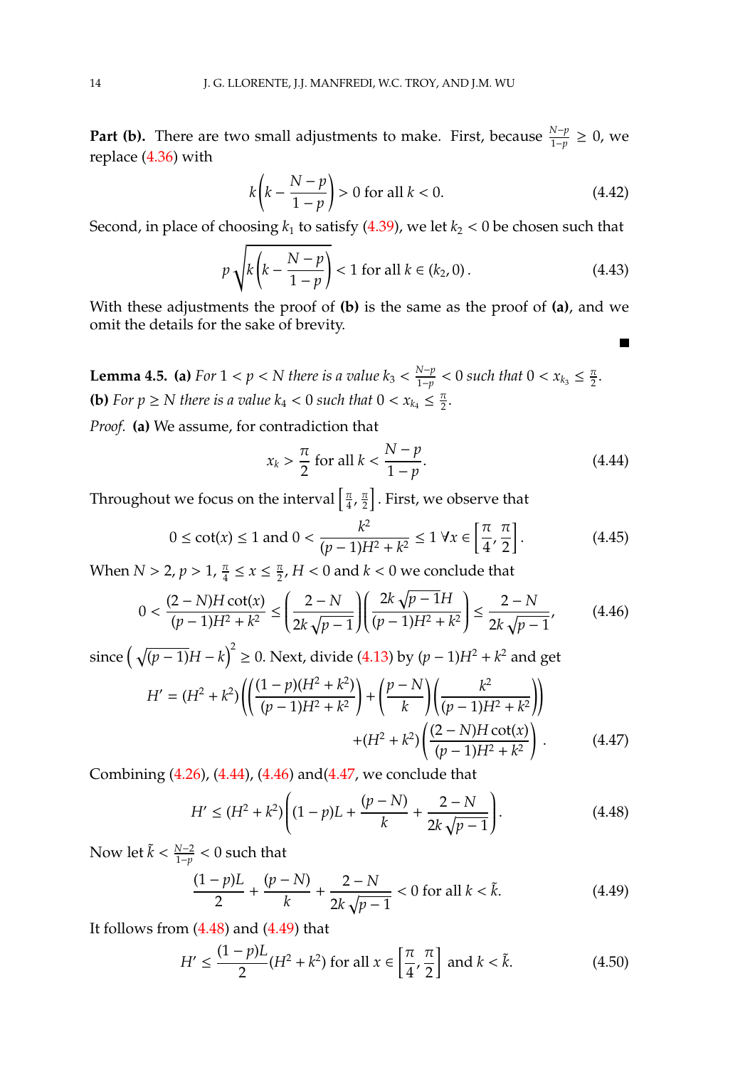**Part (b).** There are two small adjustments to make. First, because $\frac{N-p}{1-p} \geq 0$, we replace (4.36) with

$$k\left(k - \frac{N-p}{1-p}\right) > 0 \text{ for all } k < 0. \tag{4.42}$$

Second, in place of choosing $k_1$ to satisfy (4.39), we let $k_2 < 0$ be chosen such that

$$p\sqrt{k\left(k - \frac{N-p}{1-p}\right)} < 1 \text{ for all } k \in (k_2, 0)\,. \tag{4.43}$$

With these adjustments the proof of **(b)** is the same as the proof of **(a)**, and we omit the details for the sake of brevity.

■

**Lemma 4.5. (a)** *For $1 < p < N$ there is a value $k_3 < \frac{N-p}{1-p} < 0$ such that $0 < x_{k_3} \leq \frac{\pi}{2}$.*
**(b)** *For $p \geq N$ there is a value $k_4 < 0$ such that $0 < x_{k_4} \leq \frac{\pi}{2}$.*

*Proof.* **(a)** We assume, for contradiction that

$$x_k > \frac{\pi}{2} \text{ for all } k < \frac{N-p}{1-p}. \tag{4.44}$$

Throughout we focus on the interval $\left[\frac{\pi}{4}, \frac{\pi}{2}\right]$. First, we observe that

$$0 \leq \cot(x) \leq 1 \text{ and } 0 < \frac{k^2}{(p-1)H^2 + k^2} \leq 1 \;\forall x \in \left[\frac{\pi}{4}, \frac{\pi}{2}\right]. \tag{4.45}$$

When $N > 2$, $p > 1$, $\frac{\pi}{4} \leq x \leq \frac{\pi}{2}$, $H < 0$ and $k < 0$ we conclude that

$$0 < \frac{(2-N)H\cot(x)}{(p-1)H^2 + k^2} \leq \left(\frac{2-N}{2k\sqrt{p-1}}\right)\left(\frac{2k\sqrt{p-1}H}{(p-1)H^2 + k^2}\right) \leq \frac{2-N}{2k\sqrt{p-1}}, \tag{4.46}$$

since $\left(\sqrt{(p-1)}H - k\right)^2 \geq 0$. Next, divide (4.13) by $(p-1)H^2 + k^2$ and get

$$\begin{aligned} H' = (H^2 + k^2)&\left(\left(\frac{(1-p)(H^2 + k^2)}{(p-1)H^2 + k^2}\right) + \left(\frac{p-N}{k}\right)\left(\frac{k^2}{(p-1)H^2 + k^2}\right)\right) \\ &+ (H^2 + k^2)\left(\frac{(2-N)H\cot(x)}{(p-1)H^2 + k^2}\right). \end{aligned} \tag{4.47}$$

Combining (4.26), (4.44), (4.46) and(4.47, we conclude that

$$H' \leq (H^2 + k^2)\left((1-p)L + \frac{(p-N)}{k} + \frac{2-N}{2k\sqrt{p-1}}\right). \tag{4.48}$$

Now let $\tilde{k} < \frac{N-2}{1-p} < 0$ such that

$$\frac{(1-p)L}{2} + \frac{(p-N)}{k} + \frac{2-N}{2k\sqrt{p-1}} < 0 \text{ for all } k < \tilde{k}. \tag{4.49}$$

It follows from (4.48) and (4.49) that

$$H' \leq \frac{(1-p)L}{2}(H^2 + k^2) \text{ for all } x \in \left[\frac{\pi}{4}, \frac{\pi}{2}\right] \text{ and } k < \tilde{k}. \tag{4.50}$$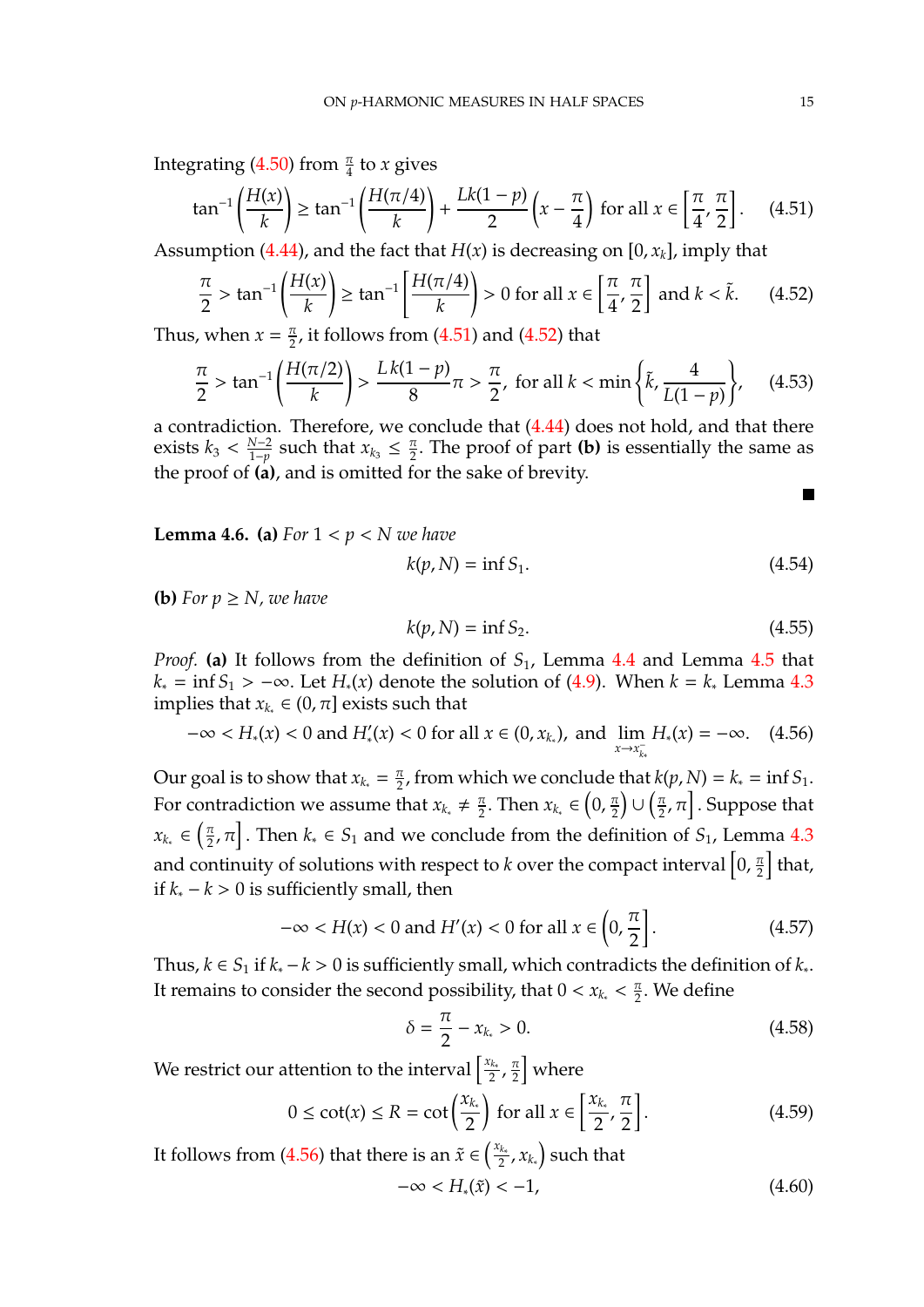Integrating (4.50) from $\frac{\pi}{4}$ to $x$ gives

$$\tan^{-1}\left(\frac{H(x)}{k}\right) \geq \tan^{-1}\left(\frac{H(\pi/4)}{k}\right) + \frac{Lk(1-p)}{2}\left(x - \frac{\pi}{4}\right) \text{ for all } x \in \left[\frac{\pi}{4}, \frac{\pi}{2}\right]. \tag{4.51}$$

Assumption (4.44), and the fact that $H(x)$ is decreasing on $[0, x_k]$, imply that

$$\frac{\pi}{2} > \tan^{-1}\left(\frac{H(x)}{k}\right) \geq \tan^{-1}\left[\frac{H(\pi/4)}{k}\right) > 0 \text{ for all } x \in \left[\frac{\pi}{4}, \frac{\pi}{2}\right] \text{ and } k < \tilde{k}. \tag{4.52}$$

Thus, when $x = \frac{\pi}{2}$, it follows from (4.51) and (4.52) that

$$\frac{\pi}{2} > \tan^{-1}\left(\frac{H(\pi/2)}{k}\right) > \frac{Lk(1-p)}{8}\pi > \frac{\pi}{2}, \text{ for all } k < \min\left\{\tilde{k}, \frac{4}{L(1-p)}\right\}, \tag{4.53}$$

a contradiction. Therefore, we conclude that (4.44) does not hold, and that there exists $k_3 < \frac{N-2}{1-p}$ such that $x_{k_3} \leq \frac{\pi}{2}$. The proof of part **(b)** is essentially the same as the proof of **(a)**, and is omitted for the sake of brevity. ∎

**Lemma 4.6.** **(a)** *For* $1 < p < N$ *we have*

$$k(p, N) = \inf S_1. \tag{4.54}$$

**(b)** *For* $p \geq N$*, we have*

$$k(p, N) = \inf S_2. \tag{4.55}$$

*Proof.* **(a)** It follows from the definition of $S_1$, Lemma 4.4 and Lemma 4.5 that $k_* = \inf S_1 > -\infty$. Let $H_*(x)$ denote the solution of (4.9). When $k = k_*$ Lemma 4.3 implies that $x_{k_*} \in (0, \pi]$ exists such that

$$-\infty < H_*(x) < 0 \text{ and } H_*'(x) < 0 \text{ for all } x \in (0, x_{k_*}), \text{ and } \lim_{x \to x_{k_*}^-} H_*(x) = -\infty. \tag{4.56}$$

Our goal is to show that $x_{k_*} = \frac{\pi}{2}$, from which we conclude that $k(p, N) = k_* = \inf S_1$. For contradiction we assume that $x_{k_*} \neq \frac{\pi}{2}$. Then $x_{k_*} \in \left(0, \frac{\pi}{2}\right) \cup \left(\frac{\pi}{2}, \pi\right]$. Suppose that $x_{k_*} \in \left(\frac{\pi}{2}, \pi\right]$. Then $k_* \in S_1$ and we conclude from the definition of $S_1$, Lemma 4.3 and continuity of solutions with respect to $k$ over the compact interval $\left[0, \frac{\pi}{2}\right]$ that, if $k_* - k > 0$ is sufficiently small, then

$$-\infty < H(x) < 0 \text{ and } H'(x) < 0 \text{ for all } x \in \left(0, \frac{\pi}{2}\right]. \tag{4.57}$$

Thus, $k \in S_1$ if $k_* - k > 0$ is sufficiently small, which contradicts the definition of $k_*$. It remains to consider the second possibility, that $0 < x_{k_*} < \frac{\pi}{2}$. We define

$$\delta = \frac{\pi}{2} - x_{k_*} > 0. \tag{4.58}$$

We restrict our attention to the interval $\left[\frac{x_{k_*}}{2}, \frac{\pi}{2}\right]$ where

$$0 \leq \cot(x) \leq R = \cot\left(\frac{x_{k_*}}{2}\right) \text{ for all } x \in \left[\frac{x_{k_*}}{2}, \frac{\pi}{2}\right]. \tag{4.59}$$

It follows from (4.56) that there is an $\tilde{x} \in \left(\frac{x_{k_*}}{2}, x_{k_*}\right)$ such that

$$-\infty < H_*(\tilde{x}) < -1, \tag{4.60}$$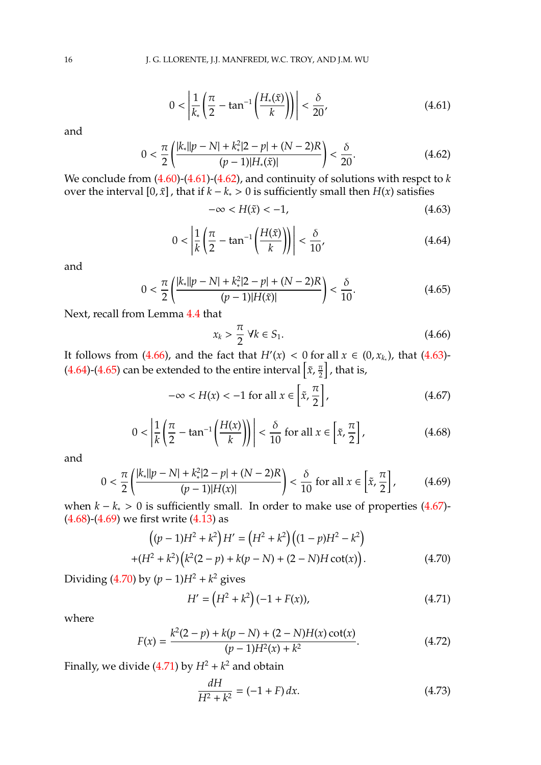$$0 < \left| \frac{1}{k_*}\left(\frac{\pi}{2} - \tan^{-1}\left(\frac{H_*(\tilde{x})}{k}\right)\right)\right| < \frac{\delta}{20}, \tag{4.61}$$

and

$$0 < \frac{\pi}{2}\left(\frac{|k_*||p-N| + k_*^2|2-p| + (N-2)R}{(p-1)|H_*(\tilde{x})|}\right) < \frac{\delta}{20}. \tag{4.62}$$

We conclude from (4.60)-(4.61)-(4.62), and continuity of solutions with respct to $k$ over the interval $[0, \tilde{x}]$ , that if $k - k_* > 0$ is sufficiently small then $H(x)$ satisfies

$$-\infty < H(\tilde{x}) < -1, \tag{4.63}$$

$$0 < \left| \frac{1}{k}\left(\frac{\pi}{2} - \tan^{-1}\left(\frac{H(\tilde{x})}{k}\right)\right)\right| < \frac{\delta}{10}, \tag{4.64}$$

and

$$0 < \frac{\pi}{2}\left(\frac{|k_*||p-N| + k_*^2|2-p| + (N-2)R}{(p-1)|H(\tilde{x})|}\right) < \frac{\delta}{10}. \tag{4.65}$$

Next, recall from Lemma 4.4 that

$$x_k > \frac{\pi}{2} \ \forall k \in S_1. \tag{4.66}$$

It follows from (4.66), and the fact that $H'(x) < 0$ for all $x \in (0, x_{k_*})$, that (4.63)-(4.64)-(4.65) can be extended to the entire interval $\left[\tilde{x}, \frac{\pi}{2}\right]$, that is,

$$-\infty < H(x) < -1 \text{ for all } x \in \left[\tilde{x}, \frac{\pi}{2}\right], \tag{4.67}$$

$$0 < \left| \frac{1}{k}\left(\frac{\pi}{2} - \tan^{-1}\left(\frac{H(x)}{k}\right)\right)\right| < \frac{\delta}{10} \text{ for all } x \in \left[\tilde{x}, \frac{\pi}{2}\right], \tag{4.68}$$

and

$$0 < \frac{\pi}{2}\left(\frac{|k_*||p-N| + k_*^2|2-p| + (N-2)R}{(p-1)|H(x)|}\right) < \frac{\delta}{10} \text{ for all } x \in \left[\tilde{x}, \frac{\pi}{2}\right], \tag{4.69}$$

when $k - k_* > 0$ is sufficiently small. In order to make use of properties (4.67)-(4.68)-(4.69) we first write (4.13) as

$$\begin{aligned}\left((p-1)H^2 + k^2\right)H' &= \left(H^2 + k^2\right)\left((1-p)H^2 - k^2\right)\\ &+(H^2+k^2)\left(k^2(2-p) + k(p-N) + (2-N)H\cot(x)\right).\end{aligned} \tag{4.70}$$

Dividing (4.70) by $(p-1)H^2 + k^2$ gives

$$H' = \left(H^2 + k^2\right)(-1 + F(x)), \tag{4.71}$$

where

$$F(x) = \frac{k^2(2-p) + k(p-N) + (2-N)H(x)\cot(x)}{(p-1)H^2(x) + k^2}. \tag{4.72}$$

Finally, we divide (4.71) by $H^2 + k^2$ and obtain

$$\frac{dH}{H^2 + k^2} = (-1 + F)\,dx. \tag{4.73}$$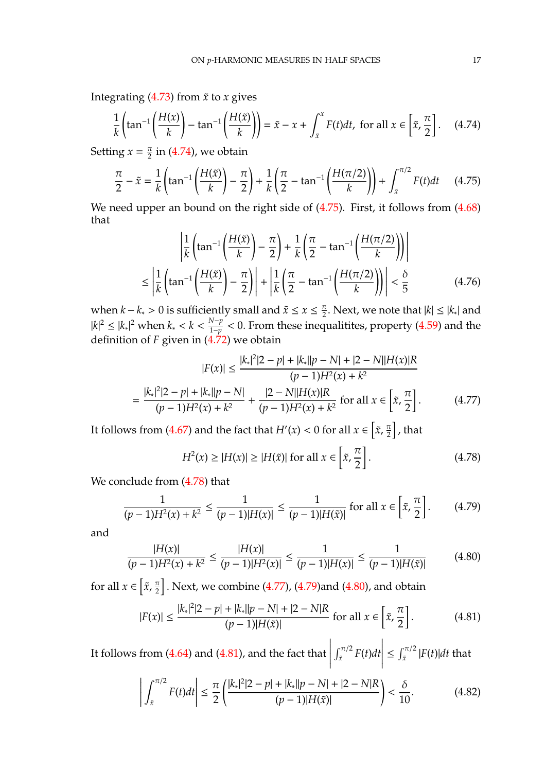Integrating (4.73) from $\tilde{x}$ to $x$ gives

$$\frac{1}{k}\left(\tan^{-1}\left(\frac{H(x)}{k}\right) - \tan^{-1}\left(\frac{H(\tilde{x})}{k}\right)\right) = \tilde{x} - x + \int_{\tilde{x}}^{x} F(t)dt, \text{ for all } x \in \left[\tilde{x}, \frac{\pi}{2}\right]. \tag{4.74}$$

Setting $x = \frac{\pi}{2}$ in (4.74), we obtain

$$\frac{\pi}{2} - \tilde{x} = \frac{1}{k}\left(\tan^{-1}\left(\frac{H(\tilde{x})}{k}\right) - \frac{\pi}{2}\right) + \frac{1}{k}\left(\frac{\pi}{2} - \tan^{-1}\left(\frac{H(\pi/2)}{k}\right)\right) + \int_{\tilde{x}}^{\pi/2} F(t)dt \tag{4.75}$$

We need upper an bound on the right side of (4.75). First, it follows from (4.68) that

$$\begin{aligned} &\left|\frac{1}{k}\left(\tan^{-1}\left(\frac{H(\tilde{x})}{k}\right) - \frac{\pi}{2}\right) + \frac{1}{k}\left(\frac{\pi}{2} - \tan^{-1}\left(\frac{H(\pi/2)}{k}\right)\right)\right| \\ &\leq \left|\frac{1}{k}\left(\tan^{-1}\left(\frac{H(\tilde{x})}{k}\right) - \frac{\pi}{2}\right)\right| + \left|\frac{1}{k}\left(\frac{\pi}{2} - \tan^{-1}\left(\frac{H(\pi/2)}{k}\right)\right)\right| < \frac{\delta}{5} \end{aligned} \tag{4.76}$$

when $k - k_* > 0$ is sufficiently small and $\tilde{x} \leq x \leq \frac{\pi}{2}$. Next, we note that $|k| \leq |k_*|$ and $|k|^2 \leq |k_*|^2$ when $k_* < k < \frac{N-p}{1-p} < 0$. From these inequalitites, property (4.59) and the definition of $F$ given in (4.72) we obtain

$$\begin{aligned} |F(x)| &\leq \frac{|k_*|^2|2-p| + |k_*||p-N| + |2-N||H(x)|R}{(p-1)H^2(x) + k^2} \\ &= \frac{|k_*|^2|2-p| + |k_*||p-N|}{(p-1)H^2(x) + k^2} + \frac{|2-N||H(x)|R}{(p-1)H^2(x) + k^2} \text{ for all } x \in \left[\tilde{x}, \frac{\pi}{2}\right]. \end{aligned} \tag{4.77}$$

It follows from (4.67) and the fact that $H'(x) < 0$ for all $x \in \left[\tilde{x}, \frac{\pi}{2}\right]$, that

$$H^2(x) \geq |H(x)| \geq |H(\tilde{x})| \text{ for all } x \in \left[\tilde{x}, \frac{\pi}{2}\right]. \tag{4.78}$$

We conclude from (4.78) that

$$\frac{1}{(p-1)H^2(x) + k^2} \leq \frac{1}{(p-1)|H(x)|} \leq \frac{1}{(p-1)|H(\tilde{x})|} \text{ for all } x \in \left[\tilde{x}, \frac{\pi}{2}\right]. \tag{4.79}$$

and

$$\frac{|H(x)|}{(p-1)H^2(x) + k^2} \leq \frac{|H(x)|}{(p-1)|H^2(x)|} \leq \frac{1}{(p-1)|H(x)|} \leq \frac{1}{(p-1)|H(\tilde{x})|} \tag{4.80}$$

for all $x \in \left[\tilde{x}, \frac{\pi}{2}\right]$. Next, we combine (4.77), (4.79)and (4.80), and obtain

$$|F(x)| \leq \frac{|k_*|^2|2-p| + |k_*||p-N| + |2-N|R}{(p-1)|H(\tilde{x})|} \text{ for all } x \in \left[\tilde{x}, \frac{\pi}{2}\right]. \tag{4.81}$$

It follows from (4.64) and (4.81), and the fact that $\left|\int_{\tilde{x}}^{\pi/2} F(t)dt\right| \leq \int_{\tilde{x}}^{\pi/2} |F(t)|dt$ that

$$\left|\int_{\tilde{x}}^{\pi/2} F(t)dt\right| \leq \frac{\pi}{2}\left(\frac{|k_*|^2|2-p| + |k_*||p-N| + |2-N|R}{(p-1)|H(\tilde{x})|}\right) < \frac{\delta}{10}. \tag{4.82}$$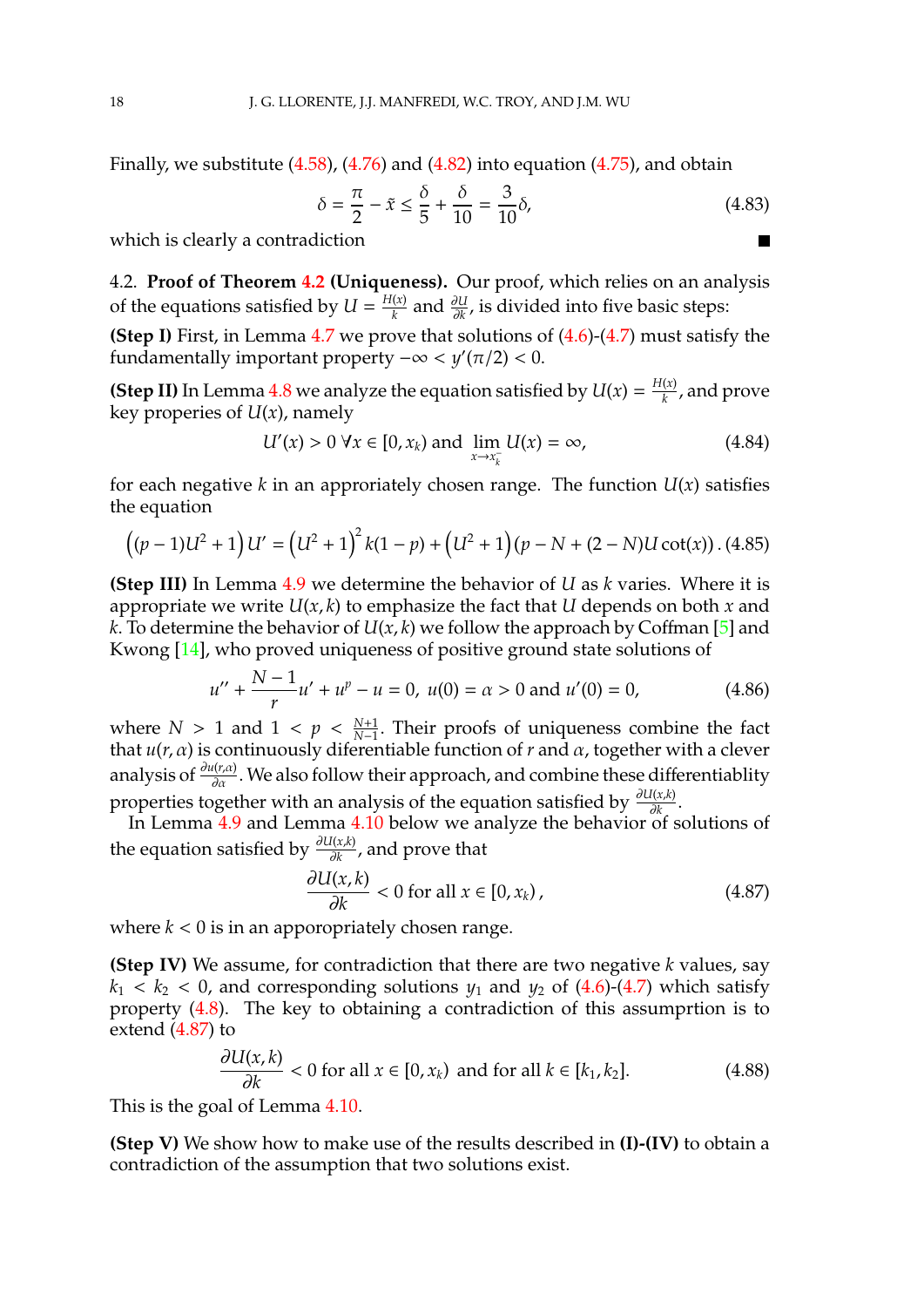Finally, we substitute (4.58), (4.76) and (4.82) into equation (4.75), and obtain

$$\delta = \frac{\pi}{2} - \tilde{x} \leq \frac{\delta}{5} + \frac{\delta}{10} = \frac{3}{10}\delta, \tag{4.83}$$

which is clearly a contradiction ■

4.2. **Proof of Theorem 4.2 (Uniqueness).** Our proof, which relies on an analysis of the equations satisfied by $U = \frac{H(x)}{k}$ and $\frac{\partial U}{\partial k}$, is divided into five basic steps:

**(Step I)** First, in Lemma 4.7 we prove that solutions of (4.6)-(4.7) must satisfy the fundamentally important property $-\infty < y'(\pi/2) < 0$.

**(Step II)** In Lemma 4.8 we analyze the equation satisfied by $U(x) = \frac{H(x)}{k}$, and prove key properies of $U(x)$, namely

$$U'(x) > 0 \ \forall x \in [0, x_k) \text{ and } \lim_{x \to x_k^-} U(x) = \infty, \tag{4.84}$$

for each negative $k$ in an appropriately chosen range. The function $U(x)$ satisfies the equation

$$\left((p-1)U^2 + 1\right)U' = \left(U^2 + 1\right)^2 k(1-p) + \left(U^2 + 1\right)(p - N + (2-N)U\cot(x)). \tag{4.85}$$

**(Step III)** In Lemma 4.9 we determine the behavior of $U$ as $k$ varies. Where it is appropriate we write $U(x,k)$ to emphasize the fact that $U$ depends on both $x$ and $k$. To determine the behavior of $U(x,k)$ we follow the approach by Coffman [5] and Kwong [14], who proved uniqueness of positive ground state solutions of

$$u'' + \frac{N-1}{r}u' + u^p - u = 0, \ u(0) = \alpha > 0 \text{ and } u'(0) = 0, \tag{4.86}$$

where $N > 1$ and $1 < p < \frac{N+1}{N-1}$. Their proofs of uniqueness combine the fact that $u(r,\alpha)$ is continuously diferentiable function of $r$ and $\alpha$, together with a clever analysis of $\frac{\partial u(r,\alpha)}{\partial \alpha}$. We also follow their approach, and combine these differentiablity properties together with an analysis of the equation satisfied by $\frac{\partial U(x,k)}{\partial k}$.

In Lemma 4.9 and Lemma 4.10 below we analyze the behavior of solutions of the equation satisfied by $\frac{\partial U(x,k)}{\partial k}$, and prove that

$$\frac{\partial U(x,k)}{\partial k} < 0 \text{ for all } x \in [0, x_k), \tag{4.87}$$

where $k < 0$ is in an apporopriately chosen range.

**(Step IV)** We assume, for contradiction that there are two negative $k$ values, say $k_1 < k_2 < 0$, and corresponding solutions $y_1$ and $y_2$ of (4.6)-(4.7) which satisfy property (4.8). The key to obtaining a contradiction of this assumprtion is to extend (4.87) to

$$\frac{\partial U(x,k)}{\partial k} < 0 \text{ for all } x \in [0, x_k) \text{ and for all } k \in [k_1, k_2]. \tag{4.88}$$

This is the goal of Lemma 4.10.

**(Step V)** We show how to make use of the results described in **(I)-(IV)** to obtain a contradiction of the assumption that two solutions exist.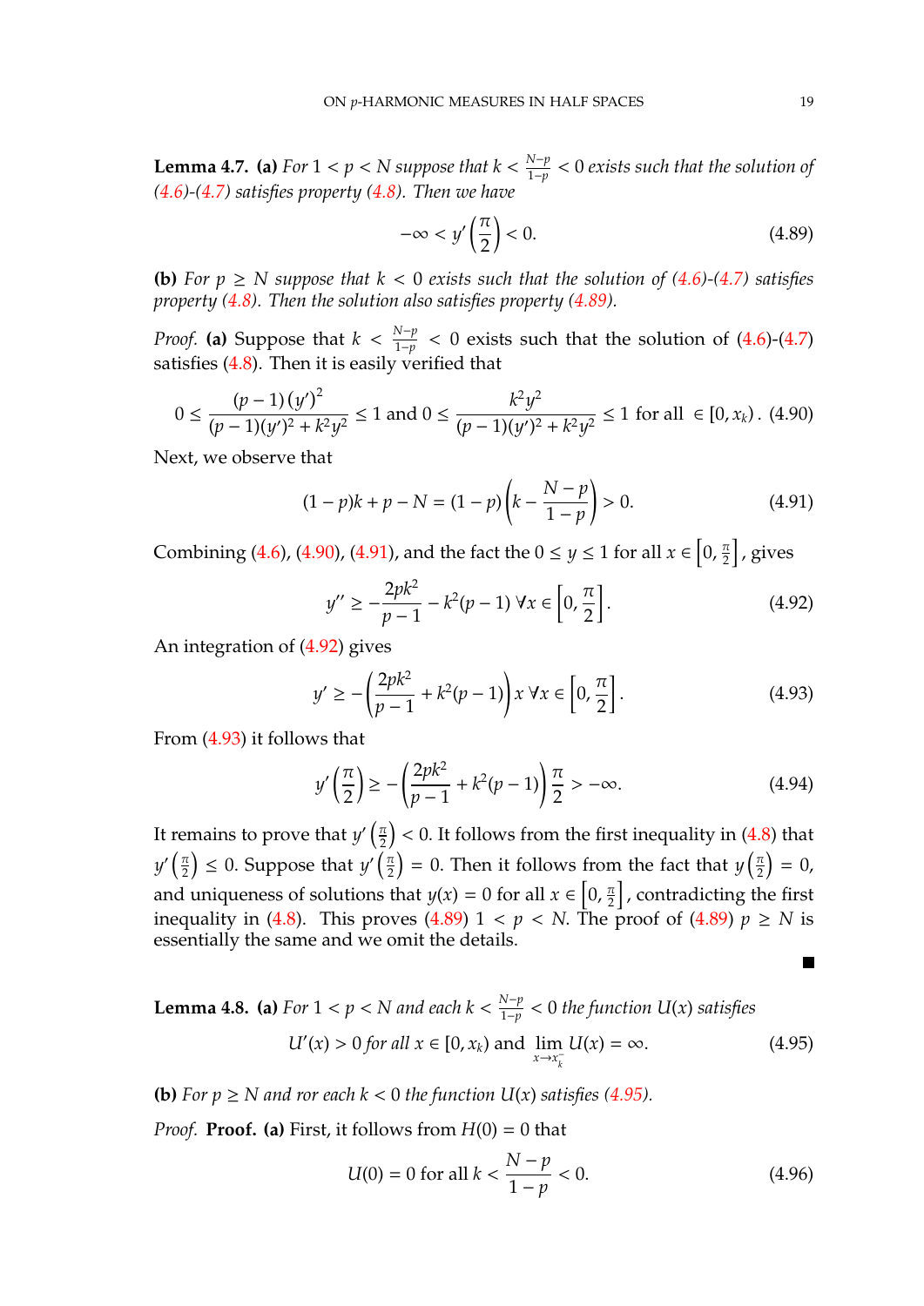**Lemma 4.7.** **(a)** *For $1 < p < N$ suppose that $k < \frac{N-p}{1-p} < 0$ exists such that the solution of (4.6)-(4.7) satisfies property (4.8). Then we have*

$$-\infty < y'\left(\frac{\pi}{2}\right) < 0. \tag{4.89}$$

**(b)** *For $p \geq N$ suppose that $k < 0$ exists such that the solution of (4.6)-(4.7) satisfies property (4.8). Then the solution also satisfies property (4.89).*

*Proof.* **(a)** Suppose that $k < \frac{N-p}{1-p} < 0$ exists such that the solution of (4.6)-(4.7) satisfies (4.8). Then it is easily verified that

$$0 \leq \frac{(p-1)\left(y'\right)^2}{(p-1)(y')^2 + k^2y^2} \leq 1 \text{ and } 0 \leq \frac{k^2y^2}{(p-1)(y')^2 + k^2y^2} \leq 1 \text{ for all } \in [0, x_k). \tag{4.90}$$

Next, we observe that

$$(1-p)k + p - N = (1-p)\left(k - \frac{N-p}{1-p}\right) > 0. \tag{4.91}$$

Combining (4.6), (4.90), (4.91), and the fact the $0 \leq y \leq 1$ for all $x \in \left[0, \frac{\pi}{2}\right]$, gives

$$y'' \geq -\frac{2pk^2}{p-1} - k^2(p-1) \; \forall x \in \left[0, \frac{\pi}{2}\right]. \tag{4.92}$$

An integration of (4.92) gives

$$y' \geq -\left(\frac{2pk^2}{p-1} + k^2(p-1)\right)x \; \forall x \in \left[0, \frac{\pi}{2}\right]. \tag{4.93}$$

From (4.93) it follows that

$$y'\left(\frac{\pi}{2}\right) \geq -\left(\frac{2pk^2}{p-1} + k^2(p-1)\right)\frac{\pi}{2} > -\infty. \tag{4.94}$$

It remains to prove that $y'\left(\frac{\pi}{2}\right) < 0$. It follows from the first inequality in (4.8) that $y'\left(\frac{\pi}{2}\right) \leq 0$. Suppose that $y'\left(\frac{\pi}{2}\right) = 0$. Then it follows from the fact that $y\left(\frac{\pi}{2}\right) = 0$, and uniqueness of solutions that $y(x) = 0$ for all $x \in \left[0, \frac{\pi}{2}\right]$, contradicting the first inequality in (4.8). This proves (4.89) $1 < p < N$. The proof of (4.89) $p \geq N$ is essentially the same and we omit the details. ∎

**Lemma 4.8.** **(a)** *For $1 < p < N$ and each $k < \frac{N-p}{1-p} < 0$ the function $U(x)$ satisfies*

$$U'(x) > 0 \text{ for all } x \in [0, x_k) \text{ and } \lim_{x \to x_k^-} U(x) = \infty. \tag{4.95}$$

**(b)** *For $p \geq N$ and ror each $k < 0$ the function $U(x)$ satisfies (4.95).*

*Proof.* **Proof. (a)** First, it follows from $H(0) = 0$ that

$$U(0) = 0 \text{ for all } k < \frac{N-p}{1-p} < 0. \tag{4.96}$$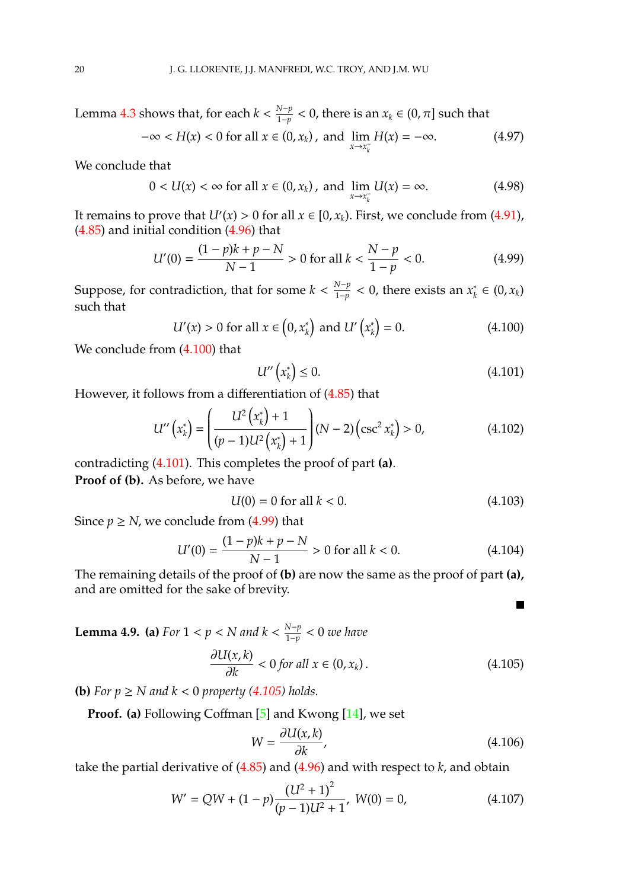Lemma 4.3 shows that, for each $k < \frac{N-p}{1-p} < 0$, there is an $x_k \in (0, \pi]$ such that

$$-\infty < H(x) < 0 \text{ for all } x \in (0, x_k)\,, \text{ and } \lim_{x \to x_k^-} H(x) = -\infty. \tag{4.97}$$

We conclude that

$$0 < U(x) < \infty \text{ for all } x \in (0, x_k)\,, \text{ and } \lim_{x \to x_k^-} U(x) = \infty. \tag{4.98}$$

It remains to prove that $U'(x) > 0$ for all $x \in [0, x_k)$. First, we conclude from (4.91), (4.85) and initial condition (4.96) that

$$U'(0) = \frac{(1-p)k + p - N}{N-1} > 0 \text{ for all } k < \frac{N-p}{1-p} < 0. \tag{4.99}$$

Suppose, for contradiction, that for some $k < \frac{N-p}{1-p} < 0$, there exists an $x_k^* \in (0, x_k)$ such that

$$U'(x) > 0 \text{ for all } x \in \left(0, x_k^*\right) \text{ and } U'\left(x_k^*\right) = 0. \tag{4.100}$$

We conclude from (4.100) that

$$U''\left(x_k^*\right) \leq 0. \tag{4.101}$$

However, it follows from a differentiation of (4.85) that

$$U''\left(x_k^*\right) = \left(\frac{U^2\left(x_k^*\right) + 1}{(p-1)U^2\left(x_k^*\right) + 1}\right)(N-2)\left(\csc^2 x_k^*\right) > 0, \tag{4.102}$$

contradicting (4.101). This completes the proof of part **(a)**.

**Proof of (b).** As before, we have

$$U(0) = 0 \text{ for all } k < 0. \tag{4.103}$$

Since $p \geq N$, we conclude from (4.99) that

$$U'(0) = \frac{(1-p)k + p - N}{N-1} > 0 \text{ for all } k < 0. \tag{4.104}$$

The remaining details of the proof of **(b)** are now the same as the proof of part **(a),** and are omitted for the sake of brevity.

■

**Lemma 4.9.** **(a)** *For $1 < p < N$ and $k < \frac{N-p}{1-p} < 0$ we have*

$$\frac{\partial U(x,k)}{\partial k} < 0 \text{ for all } x \in (0, x_k)\,. \tag{4.105}$$

**(b)** *For $p \geq N$ and $k < 0$ property (4.105) holds.*

**Proof.** **(a)** Following Coffman [5] and Kwong [14], we set

$$W = \frac{\partial U(x,k)}{\partial k}, \tag{4.106}$$

take the partial derivative of (4.85) and (4.96) and with respect to $k$, and obtain

$$W' = QW + (1-p)\frac{\left(U^2+1\right)^2}{(p-1)U^2+1},\; W(0) = 0, \tag{4.107}$$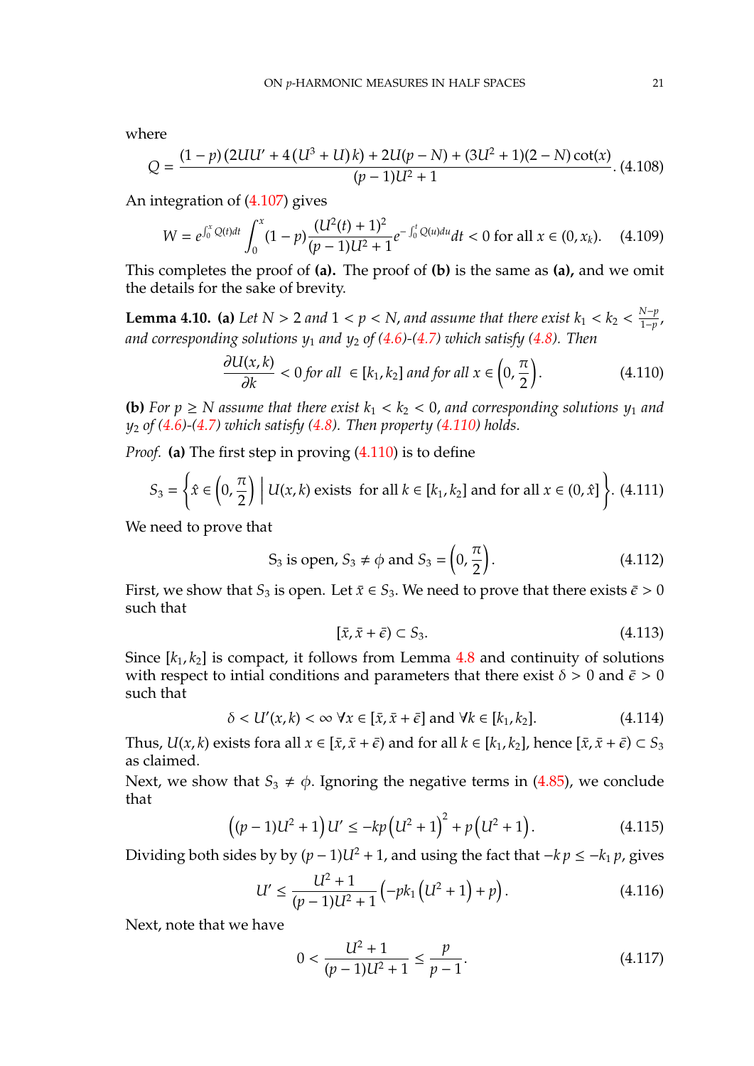where

$$Q = \frac{(1-p)\left(2UU' + 4\left(U^3+U\right)k\right) + 2U(p-N) + (3U^2+1)(2-N)\cot(x)}{(p-1)U^2+1}. \tag{4.108}$$

An integration of (4.107) gives

$$W = e^{\int_0^x Q(t)dt}\int_0^x (1-p)\frac{(U^2(t)+1)^2}{(p-1)U^2+1}e^{-\int_0^t Q(u)du}dt < 0 \text{ for all } x \in (0, x_k). \tag{4.109}$$

This completes the proof of **(a).** The proof of **(b)** is the same as **(a),** and we omit the details for the sake of brevity.

**Lemma 4.10.** **(a)** *Let $N > 2$ and $1 < p < N$, and assume that there exist $k_1 < k_2 < \frac{N-p}{1-p}$, and corresponding solutions $y_1$ and $y_2$ of (4.6)-(4.7) which satisfy (4.8). Then*

$$\frac{\partial U(x,k)}{\partial k} < 0 \textit{ for all } \in [k_1, k_2] \textit{ and for all } x \in \left(0, \frac{\pi}{2}\right). \tag{4.110}$$

**(b)** *For $p \geq N$ assume that there exist $k_1 < k_2 < 0$, and corresponding solutions $y_1$ and $y_2$ of (4.6)-(4.7) which satisfy (4.8). Then property (4.110) holds.*

*Proof.* **(a)** The first step in proving (4.110) is to define

$$S_3 = \left\{ \hat{x} \in \left(0, \frac{\pi}{2}\right) \,\middle|\, U(x,k) \text{ exists for all } k \in [k_1, k_2] \text{ and for all } x \in (0, \hat{x}] \right\}. \tag{4.111}$$

We need to prove that

$$S_3 \text{ is open, } S_3 \neq \phi \text{ and } S_3 = \left(0, \frac{\pi}{2}\right). \tag{4.112}$$

First, we show that $S_3$ is open. Let $\bar{x} \in S_3$. We need to prove that there exists $\bar{\epsilon} > 0$ such that

$$[\bar{x}, \bar{x} + \bar{\epsilon}) \subset S_3. \tag{4.113}$$

Since $[k_1, k_2]$ is compact, it follows from Lemma 4.8 and continuity of solutions with respect to intial conditions and parameters that there exist $\delta > 0$ and $\bar{\epsilon} > 0$ such that

$$\delta < U'(x,k) < \infty \ \forall x \in [\bar{x}, \bar{x} + \bar{\epsilon}] \text{ and } \forall k \in [k_1, k_2]. \tag{4.114}$$

Thus, $U(x,k)$ exists fora all $x \in [\bar{x}, \bar{x} + \bar{\epsilon})$ and for all $k \in [k_1, k_2]$, hence $[\bar{x}, \bar{x} + \bar{\epsilon}) \subset S_3$ as claimed.

Next, we show that $S_3 \neq \phi$. Ignoring the negative terms in (4.85), we conclude that

$$\left((p-1)U^2 + 1\right)U' \leq -kp\left(U^2+1\right)^2 + p\left(U^2+1\right). \tag{4.115}$$

Dividing both sides by by $(p-1)U^2 + 1$, and using the fact that $-kp \leq -k_1 p$, gives

$$U' \leq \frac{U^2+1}{(p-1)U^2+1}\left(-pk_1\left(U^2+1\right) + p\right). \tag{4.116}$$

Next, note that we have

$$0 < \frac{U^2+1}{(p-1)U^2+1} \leq \frac{p}{p-1}. \tag{4.117}$$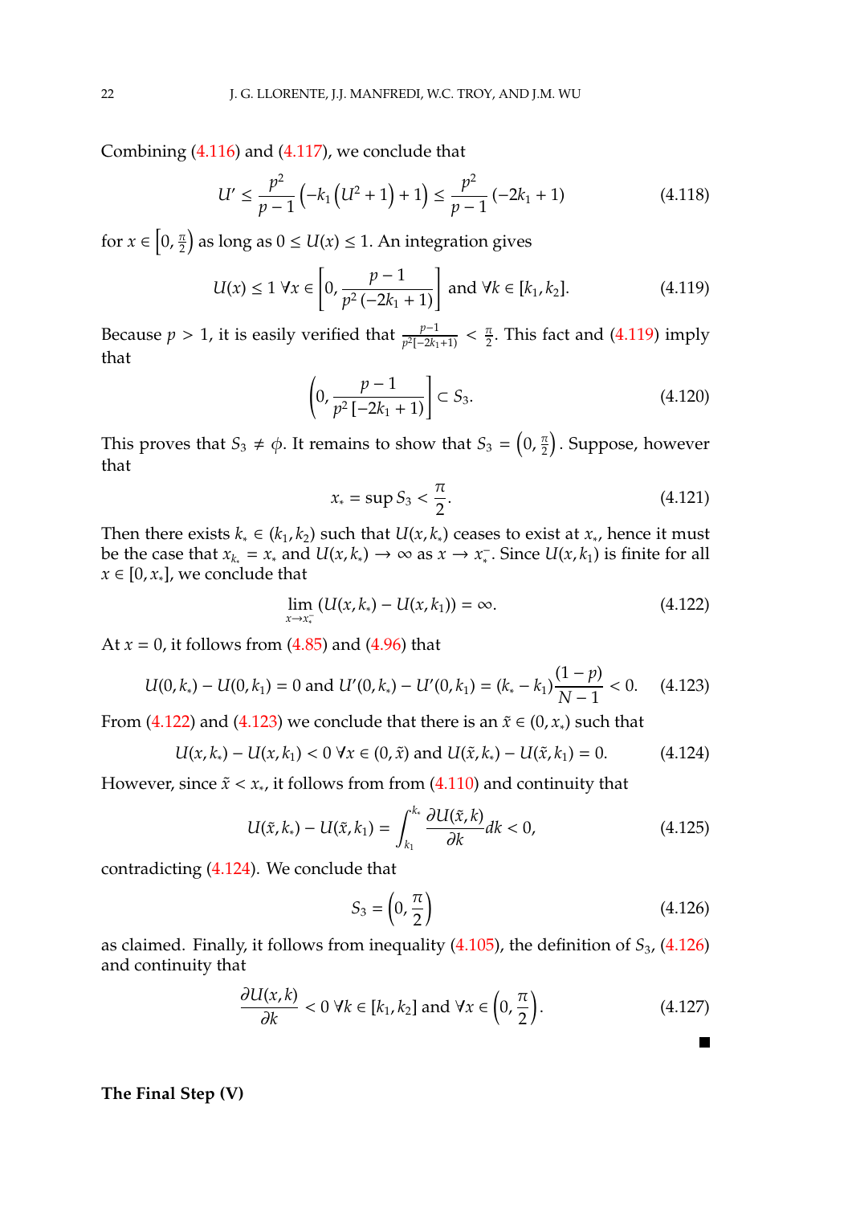Combining (4.116) and (4.117), we conclude that

$$U' \leq \frac{p^2}{p-1}\left(-k_1\left(U^2+1\right)+1\right) \leq \frac{p^2}{p-1}\left(-2k_1+1\right) \tag{4.118}$$

for $x \in \left[0, \frac{\pi}{2}\right)$ as long as $0 \leq U(x) \leq 1$. An integration gives

$$U(x) \leq 1 \ \forall x \in \left[0, \frac{p-1}{p^2\left(-2k_1+1\right)}\right] \text{ and } \forall k \in [k_1, k_2]. \tag{4.119}$$

Because $p > 1$, it is easily verified that $\frac{p-1}{p^2[-2k_1+1)} < \frac{\pi}{2}$. This fact and (4.119) imply that

$$\left(0, \frac{p-1}{p^2\left[-2k_1+1\right)}\right] \subset S_3. \tag{4.120}$$

This proves that $S_3 \neq \phi$. It remains to show that $S_3 = \left(0, \frac{\pi}{2}\right)$. Suppose, however that

$$x_* = \sup S_3 < \frac{\pi}{2}. \tag{4.121}$$

Then there exists $k_* \in (k_1, k_2)$ such that $U(x, k_*)$ ceases to exist at $x_*$, hence it must be the case that $x_{k_*} = x_*$ and $U(x, k_*) \to \infty$ as $x \to x_*^-$. Since $U(x, k_1)$ is finite for all $x \in [0, x_*]$, we conclude that

$$\lim_{x \to x_*^-} \left(U(x, k_*) - U(x, k_1)\right) = \infty. \tag{4.122}$$

At $x = 0$, it follows from (4.85) and (4.96) that

$$U(0, k_*) - U(0, k_1) = 0 \text{ and } U'(0, k_*) - U'(0, k_1) = (k_* - k_1)\frac{(1-p)}{N-1} < 0. \tag{4.123}$$

From (4.122) and (4.123) we conclude that there is an $\tilde{x} \in (0, x_*)$ such that

$$U(x, k_*) - U(x, k_1) < 0 \ \forall x \in (0, \tilde{x}) \text{ and } U(\tilde{x}, k_*) - U(\tilde{x}, k_1) = 0. \tag{4.124}$$

However, since $\tilde{x} < x_*$, it follows from from (4.110) and continuity that

$$U(\tilde{x}, k_*) - U(\tilde{x}, k_1) = \int_{k_1}^{k_*} \frac{\partial U(\tilde{x}, k)}{\partial k} dk < 0, \tag{4.125}$$

contradicting (4.124). We conclude that

$$S_3 = \left(0, \frac{\pi}{2}\right) \tag{4.126}$$

as claimed. Finally, it follows from inequality (4.105), the definition of $S_3$, (4.126) and continuity that

$$\frac{\partial U(x,k)}{\partial k} < 0 \ \forall k \in [k_1, k_2] \text{ and } \forall x \in \left(0, \frac{\pi}{2}\right). \tag{4.127}$$

■

**The Final Step (V)**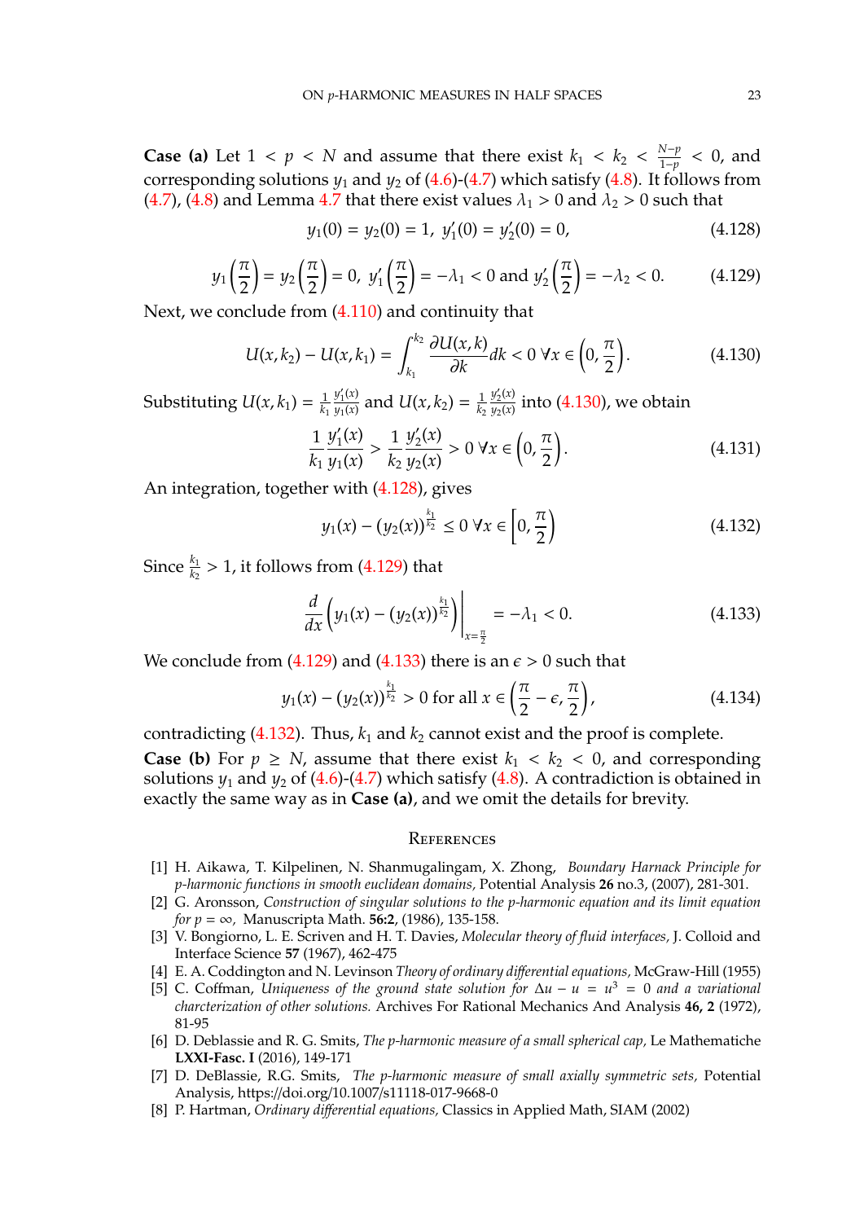**Case (a)** Let $1 < p < N$ and assume that there exist $k_1 < k_2 < \frac{N-p}{1-p} < 0$, and corresponding solutions $y_1$ and $y_2$ of (4.6)-(4.7) which satisfy (4.8). It follows from (4.7), (4.8) and Lemma 4.7 that there exist values $\lambda_1 > 0$ and $\lambda_2 > 0$ such that

$$y_1(0) = y_2(0) = 1, \; y_1'(0) = y_2'(0) = 0, \tag{4.128}$$

$$y_1\left(\frac{\pi}{2}\right) = y_2\left(\frac{\pi}{2}\right) = 0, \; y_1'\left(\frac{\pi}{2}\right) = -\lambda_1 < 0 \text{ and } y_2'\left(\frac{\pi}{2}\right) = -\lambda_2 < 0. \tag{4.129}$$

Next, we conclude from (4.110) and continuity that

$$U(x,k_2) - U(x,k_1) = \int_{k_1}^{k_2} \frac{\partial U(x,k)}{\partial k} dk < 0 \; \forall x \in \left(0, \frac{\pi}{2}\right). \tag{4.130}$$

Substituting $U(x,k_1) = \frac{1}{k_1}\frac{y_1'(x)}{y_1(x)}$ and $U(x,k_2) = \frac{1}{k_2}\frac{y_2'(x)}{y_2(x)}$ into (4.130), we obtain

$$\frac{1}{k_1}\frac{y_1'(x)}{y_1(x)} > \frac{1}{k_2}\frac{y_2'(x)}{y_2(x)} > 0 \; \forall x \in \left(0, \frac{\pi}{2}\right). \tag{4.131}$$

An integration, together with (4.128), gives

$$y_1(x) - (y_2(x))^{\frac{k_1}{k_2}} \le 0 \; \forall x \in \left[0, \frac{\pi}{2}\right) \tag{4.132}$$

Since $\frac{k_1}{k_2} > 1$, it follows from (4.129) that

$$\frac{d}{dx}\left(y_1(x) - (y_2(x))^{\frac{k_1}{k_2}}\right)\bigg|_{x=\frac{\pi}{2}} = -\lambda_1 < 0. \tag{4.133}$$

We conclude from (4.129) and (4.133) there is an $\epsilon > 0$ such that

$$y_1(x) - (y_2(x))^{\frac{k_1}{k_2}} > 0 \text{ for all } x \in \left(\frac{\pi}{2} - \epsilon, \frac{\pi}{2}\right), \tag{4.134}$$

contradicting (4.132). Thus, $k_1$ and $k_2$ cannot exist and the proof is complete.

**Case (b)** For $p \ge N$, assume that there exist $k_1 < k_2 < 0$, and corresponding solutions $y_1$ and $y_2$ of (4.6)-(4.7) which satisfy (4.8). A contradiction is obtained in exactly the same way as in **Case (a)**, and we omit the details for brevity.

## References

[1] H. Aikawa, T. Kilpelinen, N. Shanmugalingam, X. Zhong, *Boundary Harnack Principle for p-harmonic functions in smooth euclidean domains,* Potential Analysis **26** no.3, (2007), 281-301.

[2] G. Aronsson, *Construction of singular solutions to the p-harmonic equation and its limit equation for p = ∞,* Manuscripta Math. **56:2**, (1986), 135-158.

[3] V. Bongiorno, L. E. Scriven and H. T. Davies, *Molecular theory of fluid interfaces,* J. Colloid and Interface Science **57** (1967), 462-475

[4] E. A. Coddington and N. Levinson *Theory of ordinary differential equations,* McGraw-Hill (1955)

[5] C. Coffman, *Uniqueness of the ground state solution for $\Delta u - u = u^3 = 0$ and a variational charcterization of other solutions.* Archives For Rational Mechanics And Analysis **46, 2** (1972), 81-95

[6] D. Deblassie and R. G. Smits, *The p-harmonic measure of a small spherical cap,* Le Mathematiche **LXXI-Fasc. I** (2016), 149-171

[7] D. DeBlassie, R.G. Smits, *The p-harmonic measure of small axially symmetric sets,* Potential Analysis, https://doi.org/10.1007/s11118-017-9668-0

[8] P. Hartman, *Ordinary differential equations,* Classics in Applied Math, SIAM (2002)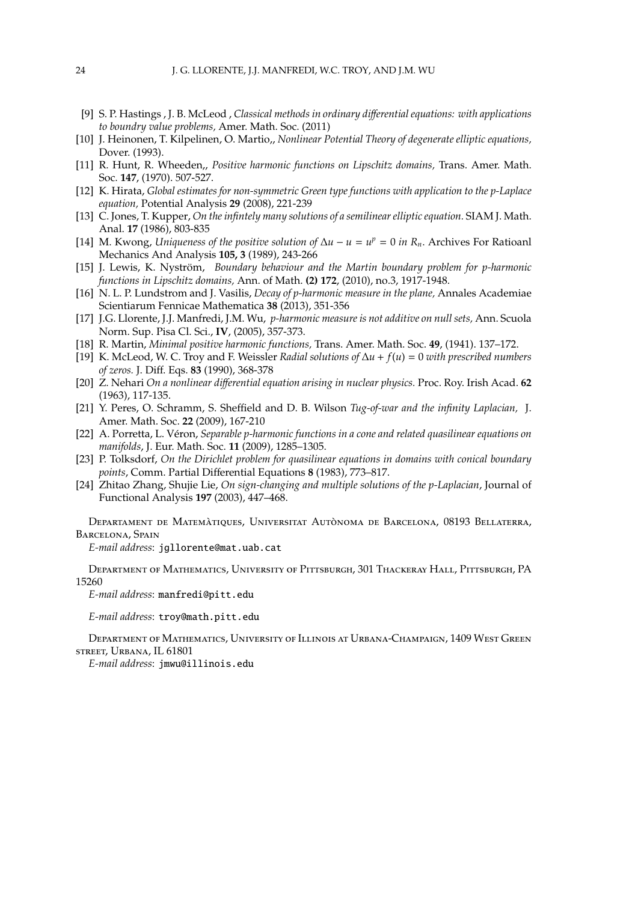[9] S. P. Hastings , J. B. McLeod , *Classical methods in ordinary differential equations: with applications to boundry value problems,* Amer. Math. Soc. (2011)

[10] J. Heinonen, T. Kilpelinen, O. Martio,, *Nonlinear Potential Theory of degenerate elliptic equations,* Dover. (1993).

[11] R. Hunt, R. Wheeden,, *Positive harmonic functions on Lipschitz domains,* Trans. Amer. Math. Soc. **147**, (1970). 507-527.

[12] K. Hirata, *Global estimates for non-symmetric Green type functions with application to the p-Laplace equation,* Potential Analysis **29** (2008), 221-239

[13] C. Jones, T. Kupper, *On the infintely many solutions of a semilinear elliptic equation.* SIAM J. Math. Anal. **17** (1986), 803-835

[14] M. Kwong, *Uniqueness of the positive solution of* $\Delta u - u = u^p = 0$ *in* $R_n$. Archives For Ratioanl Mechanics And Analysis **105, 3** (1989), 243-266

[15] J. Lewis, K. Nyström, *Boundary behaviour and the Martin boundary problem for p-harmonic functions in Lipschitz domains,* Ann. of Math. **(2) 172**, (2010), no.3, 1917-1948.

[16] N. L. P. Lundstrom and J. Vasilis, *Decay of p-harmonic measure in the plane,* Annales Academiae Scientiarum Fennicae Mathematica **38** (2013), 351-356

[17] J.G. Llorente, J.J. Manfredi, J.M. Wu, *p-harmonic measure is not additive on null sets,* Ann. Scuola Norm. Sup. Pisa Cl. Sci., **IV**, (2005), 357-373.

[18] R. Martin, *Minimal positive harmonic functions,* Trans. Amer. Math. Soc. **49**, (1941). 137–172.

[19] K. McLeod, W. C. Troy and F. Weissler *Radial solutions of* $\Delta u + f(u) = 0$ *with prescribed numbers of zeros.* J. Diff. Eqs. **83** (1990), 368-378

[20] Z. Nehari *On a nonlinear differential equation arising in nuclear physics.* Proc. Roy. Irish Acad. **62** (1963), 117-135.

[21] Y. Peres, O. Schramm, S. Sheffield and D. B. Wilson *Tug-of-war and the infinity Laplacian,* J. Amer. Math. Soc. **22** (2009), 167-210

[22] A. Porretta, L. Véron, *Separable p-harmonic functions in a cone and related quasilinear equations on manifolds*, J. Eur. Math. Soc. **11** (2009), 1285–1305.

[23] P. Tolksdorf, *On the Dirichlet problem for quasilinear equations in domains with conical boundary points*, Comm. Partial Differential Equations **8** (1983), 773–817.

[24] Zhitao Zhang, Shujie Lie, *On sign-changing and multiple solutions of the p-Laplacian*, Journal of Functional Analysis **197** (2003), 447–468.

Departament de Matemàtiques, Universitat Autònoma de Barcelona, 08193 Bellaterra, Barcelona, Spain

*E-mail address*: jgllorente@mat.uab.cat

Department of Mathematics, University of Pittsburgh, 301 Thackeray Hall, Pittsburgh, PA 15260

*E-mail address*: manfredi@pitt.edu

*E-mail address*: troy@math.pitt.edu

Department of Mathematics, University of Illinois at Urbana-Champaign, 1409 West Green street, Urbana, IL 61801

*E-mail address*: jmwu@illinois.edu